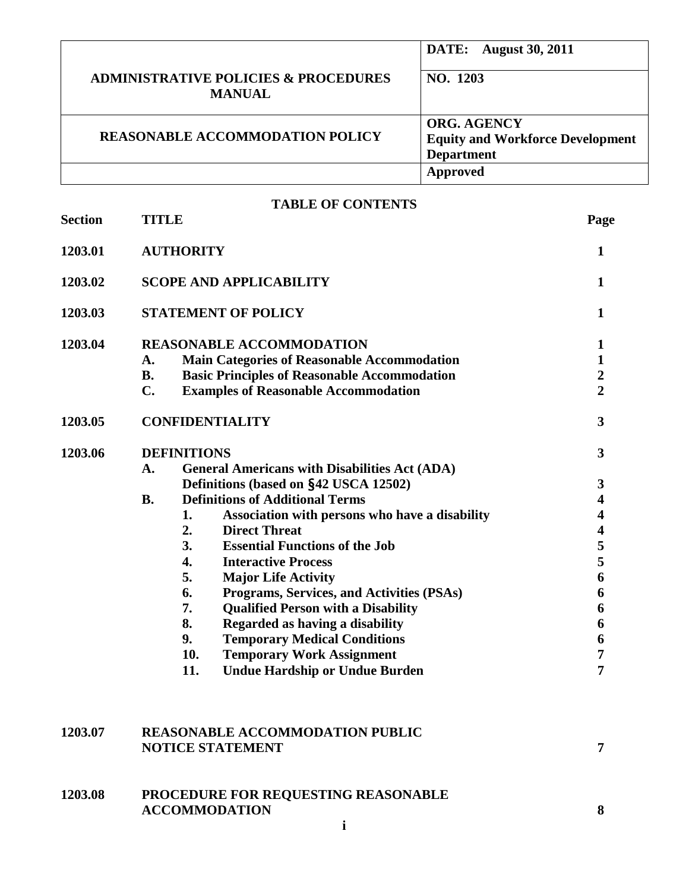| ADMINISTRATIVE POLICIES & PROCEDURES MANUAL | DATE: August 30, 2011 |
| --- | --- |
| | NO. 1203 |
| REASONABLE ACCOMMODATION POLICY | ORG. AGENCY Equity and Workforce Development Department |
| | Approved |

## TABLE OF CONTENTS

| Section | TITLE | Page |
| --- | --- | --- |
| 1203.01 | AUTHORITY | 1 |
| 1203.02 | SCOPE AND APPLICABILITY | 1 |
| 1203.03 | STATEMENT OF POLICY | 1 |
| 1203.04 | REASONABLE ACCOMMODATION | 1 |
| | A. Main Categories of Reasonable Accommodation | 1 |
| | B. Basic Principles of Reasonable Accommodation | 2 |
| | C. Examples of Reasonable Accommodation | 2 |
| 1203.05 | CONFIDENTIALITY | 3 |
| 1203.06 | DEFINITIONS | 3 |
| | A. General Americans with Disabilities Act (ADA) Definitions (based on §42 USCA 12502) | 3 |
| | B. Definitions of Additional Terms | 4 |
| | 1. Association with persons who have a disability | 4 |
| | 2. Direct Threat | 4 |
| | 3. Essential Functions of the Job | 5 |
| | 4. Interactive Process | 5 |
| | 5. Major Life Activity | 6 |
| | 6. Programs, Services, and Activities (PSAs) | 6 |
| | 7. Qualified Person with a Disability | 6 |
| | 8. Regarded as having a disability | 6 |
| | 9. Temporary Medical Conditions | 6 |
| | 10. Temporary Work Assignment | 7 |
| | 11. Undue Hardship or Undue Burden | 7 |
| 1203.07 | REASONABLE ACCOMMODATION PUBLIC NOTICE STATEMENT | 7 |
| 1203.08 | PROCEDURE FOR REQUESTING REASONABLE ACCOMMODATION | 8 |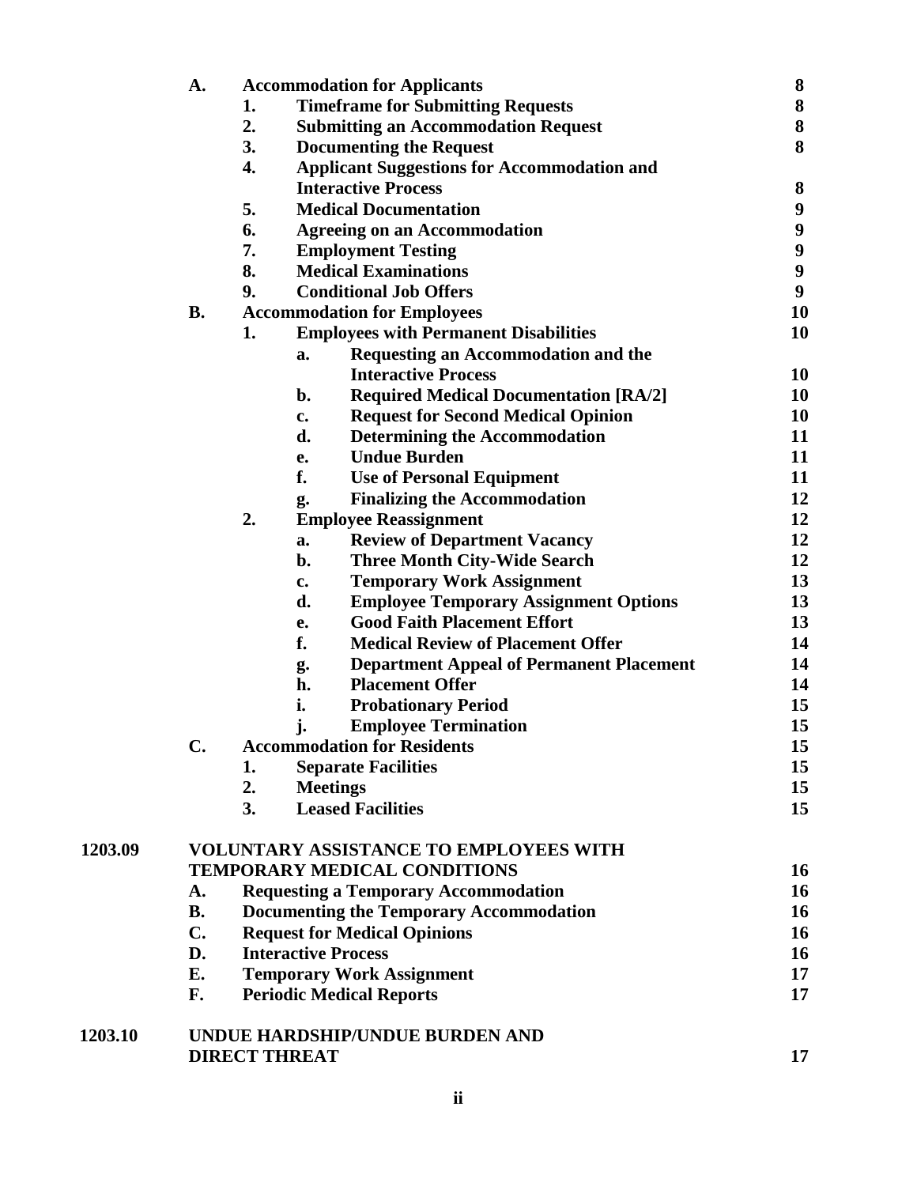| | | | | |
|---|---|---|---|---|
| | **A.** | | **Accommodation for Applicants** | **8** |
| | | **1.** | **Timeframe for Submitting Requests** | **8** |
| | | **2.** | **Submitting an Accommodation Request** | **8** |
| | | **3.** | **Documenting the Request** | **8** |
| | | **4.** | **Applicant Suggestions for Accommodation and Interactive Process** | **8** |
| | | **5.** | **Medical Documentation** | **9** |
| | | **6.** | **Agreeing on an Accommodation** | **9** |
| | | **7.** | **Employment Testing** | **9** |
| | | **8.** | **Medical Examinations** | **9** |
| | | **9.** | **Conditional Job Offers** | **9** |
| | **B.** | | **Accommodation for Employees** | **10** |
| | | **1.** | **Employees with Permanent Disabilities** | **10** |
| | | | **a. Requesting an Accommodation and the Interactive Process** | **10** |
| | | | **b. Required Medical Documentation [RA/2]** | **10** |
| | | | **c. Request for Second Medical Opinion** | **10** |
| | | | **d. Determining the Accommodation** | **11** |
| | | | **e. Undue Burden** | **11** |
| | | | **f. Use of Personal Equipment** | **11** |
| | | | **g. Finalizing the Accommodation** | **12** |
| | | **2.** | **Employee Reassignment** | **12** |
| | | | **a. Review of Department Vacancy** | **12** |
| | | | **b. Three Month City-Wide Search** | **12** |
| | | | **c. Temporary Work Assignment** | **13** |
| | | | **d. Employee Temporary Assignment Options** | **13** |
| | | | **e. Good Faith Placement Effort** | **13** |
| | | | **f. Medical Review of Placement Offer** | **14** |
| | | | **g. Department Appeal of Permanent Placement** | **14** |
| | | | **h. Placement Offer** | **14** |
| | | | **i. Probationary Period** | **15** |
| | | | **j. Employee Termination** | **15** |
| | **C.** | | **Accommodation for Residents** | **15** |
| | | **1.** | **Separate Facilities** | **15** |
| | | **2.** | **Meetings** | **15** |
| | | **3.** | **Leased Facilities** | **15** |
| **1203.09** | | | **VOLUNTARY ASSISTANCE TO EMPLOYEES WITH TEMPORARY MEDICAL CONDITIONS** | **16** |
| | **A.** | | **Requesting a Temporary Accommodation** | **16** |
| | **B.** | | **Documenting the Temporary Accommodation** | **16** |
| | **C.** | | **Request for Medical Opinions** | **16** |
| | **D.** | | **Interactive Process** | **16** |
| | **E.** | | **Temporary Work Assignment** | **17** |
| | **F.** | | **Periodic Medical Reports** | **17** |
| **1203.10** | | | **UNDUE HARDSHIP/UNDUE BURDEN AND DIRECT THREAT** | **17** |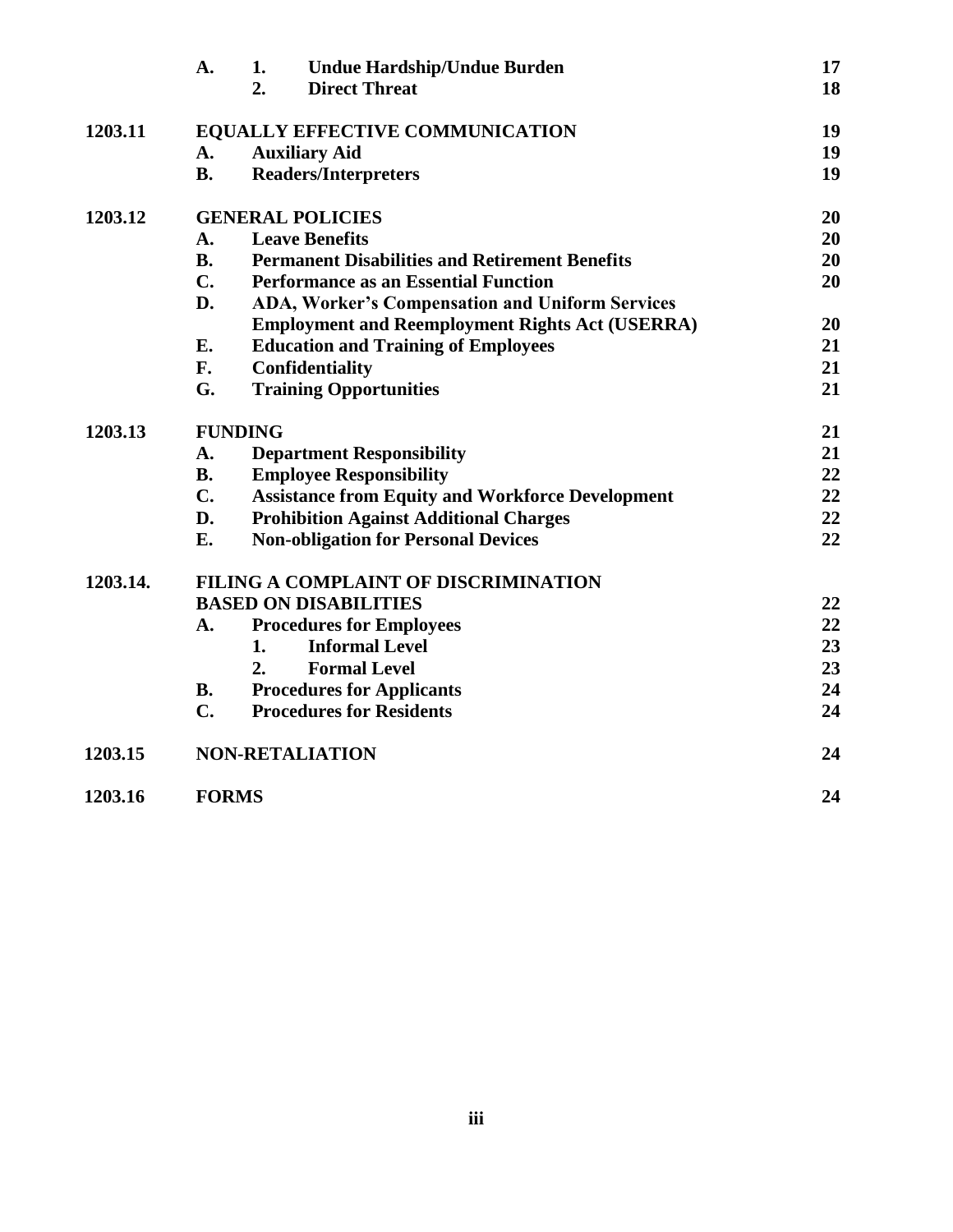| | | | |
|---|---|---|---|
| | **A.** | **1. Undue Hardship/Undue Burden** | **17** |
| | | **2. Direct Threat** | **18** |
| **1203.11** | **EQUALLY EFFECTIVE COMMUNICATION** | | **19** |
| | **A.** | **Auxiliary Aid** | **19** |
| | **B.** | **Readers/Interpreters** | **19** |
| **1203.12** | **GENERAL POLICIES** | | **20** |
| | **A.** | **Leave Benefits** | **20** |
| | **B.** | **Permanent Disabilities and Retirement Benefits** | **20** |
| | **C.** | **Performance as an Essential Function** | **20** |
| | **D.** | **ADA, Worker's Compensation and Uniform Services Employment and Reemployment Rights Act (USERRA)** | **20** |
| | **E.** | **Education and Training of Employees** | **21** |
| | **F.** | **Confidentiality** | **21** |
| | **G.** | **Training Opportunities** | **21** |
| **1203.13** | **FUNDING** | | **21** |
| | **A.** | **Department Responsibility** | **21** |
| | **B.** | **Employee Responsibility** | **22** |
| | **C.** | **Assistance from Equity and Workforce Development** | **22** |
| | **D.** | **Prohibition Against Additional Charges** | **22** |
| | **E.** | **Non-obligation for Personal Devices** | **22** |
| **1203.14.** | **FILING A COMPLAINT OF DISCRIMINATION BASED ON DISABILITIES** | | **22** |
| | **A.** | **Procedures for Employees** | **22** |
| | | **1. Informal Level** | **23** |
| | | **2. Formal Level** | **23** |
| | **B.** | **Procedures for Applicants** | **24** |
| | **C.** | **Procedures for Residents** | **24** |
| **1203.15** | **NON-RETALIATION** | | **24** |
| **1203.16** | **FORMS** | | **24** |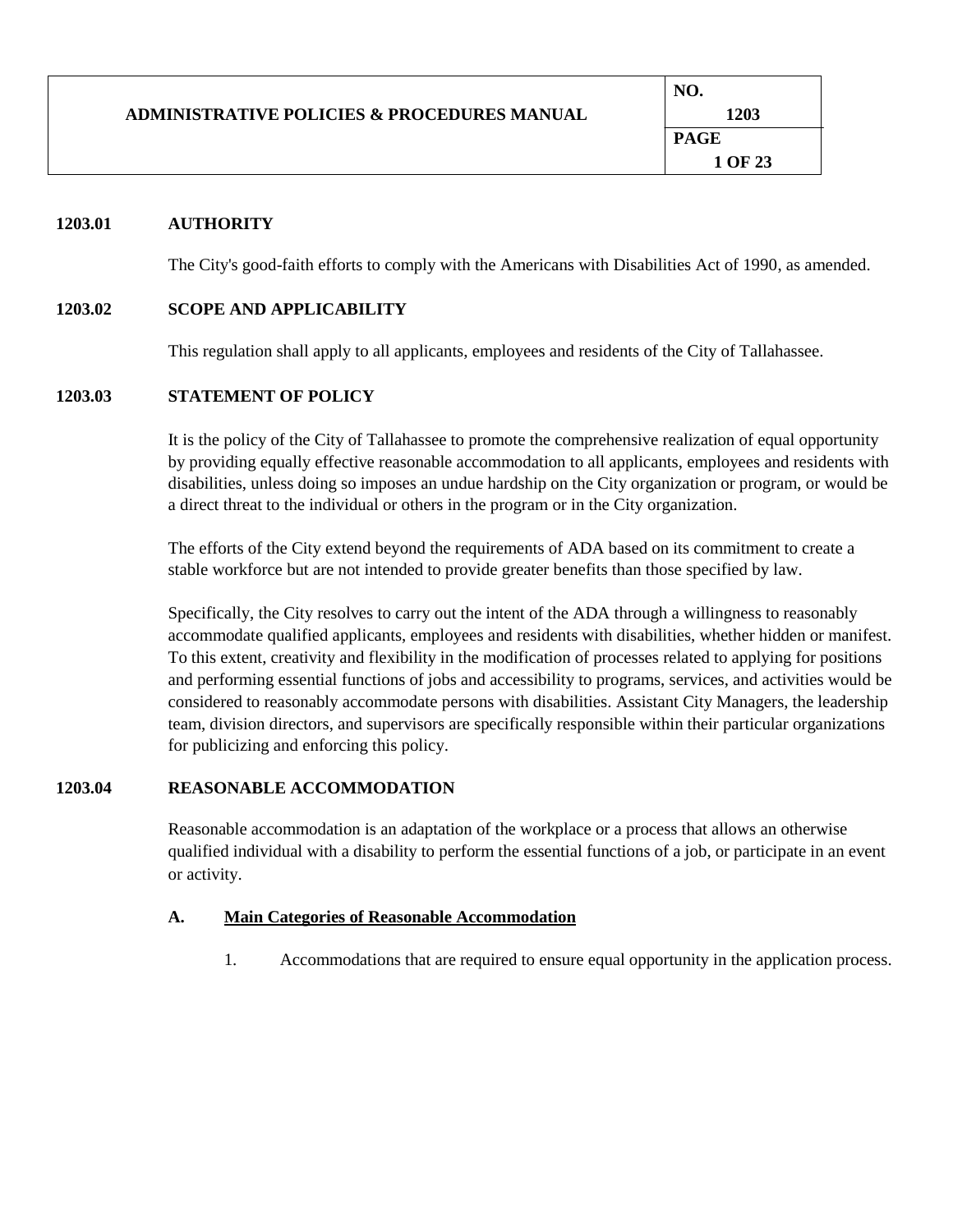# ADMINISTRATIVE POLICIES & PROCEDURES MANUAL

| NO. | PAGE |
|---|---|
| 1203 | 1 OF 23 |

## 1203.01 AUTHORITY

The City's good-faith efforts to comply with the Americans with Disabilities Act of 1990, as amended.

## 1203.02 SCOPE AND APPLICABILITY

This regulation shall apply to all applicants, employees and residents of the City of Tallahassee.

## 1203.03 STATEMENT OF POLICY

It is the policy of the City of Tallahassee to promote the comprehensive realization of equal opportunity by providing equally effective reasonable accommodation to all applicants, employees and residents with disabilities, unless doing so imposes an undue hardship on the City organization or program, or would be a direct threat to the individual or others in the program or in the City organization.

The efforts of the City extend beyond the requirements of ADA based on its commitment to create a stable workforce but are not intended to provide greater benefits than those specified by law.

Specifically, the City resolves to carry out the intent of the ADA through a willingness to reasonably accommodate qualified applicants, employees and residents with disabilities, whether hidden or manifest. To this extent, creativity and flexibility in the modification of processes related to applying for positions and performing essential functions of jobs and accessibility to programs, services, and activities would be considered to reasonably accommodate persons with disabilities. Assistant City Managers, the leadership team, division directors, and supervisors are specifically responsible within their particular organizations for publicizing and enforcing this policy.

## 1203.04 REASONABLE ACCOMMODATION

Reasonable accommodation is an adaptation of the workplace or a process that allows an otherwise qualified individual with a disability to perform the essential functions of a job, or participate in an event or activity.

### A. Main Categories of Reasonable Accommodation

1. Accommodations that are required to ensure equal opportunity in the application process.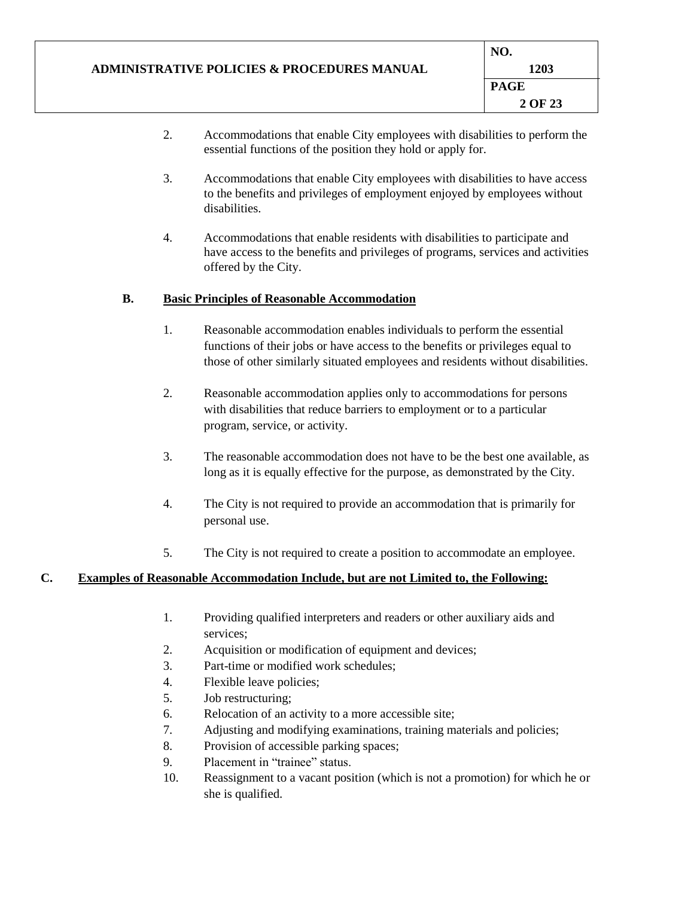2. Accommodations that enable City employees with disabilities to perform the essential functions of the position they hold or apply for.

3. Accommodations that enable City employees with disabilities to have access to the benefits and privileges of employment enjoyed by employees without disabilities.

4. Accommodations that enable residents with disabilities to participate and have access to the benefits and privileges of programs, services and activities offered by the City.

### B. Basic Principles of Reasonable Accommodation

1. Reasonable accommodation enables individuals to perform the essential functions of their jobs or have access to the benefits or privileges equal to those of other similarly situated employees and residents without disabilities.

2. Reasonable accommodation applies only to accommodations for persons with disabilities that reduce barriers to employment or to a particular program, service, or activity.

3. The reasonable accommodation does not have to be the best one available, as long as it is equally effective for the purpose, as demonstrated by the City.

4. The City is not required to provide an accommodation that is primarily for personal use.

5. The City is not required to create a position to accommodate an employee.

### C. Examples of Reasonable Accommodation Include, but are not Limited to, the Following:

1. Providing qualified interpreters and readers or other auxiliary aids and services;
2. Acquisition or modification of equipment and devices;
3. Part-time or modified work schedules;
4. Flexible leave policies;
5. Job restructuring;
6. Relocation of an activity to a more accessible site;
7. Adjusting and modifying examinations, training materials and policies;
8. Provision of accessible parking spaces;
9. Placement in "trainee" status.
10. Reassignment to a vacant position (which is not a promotion) for which he or she is qualified.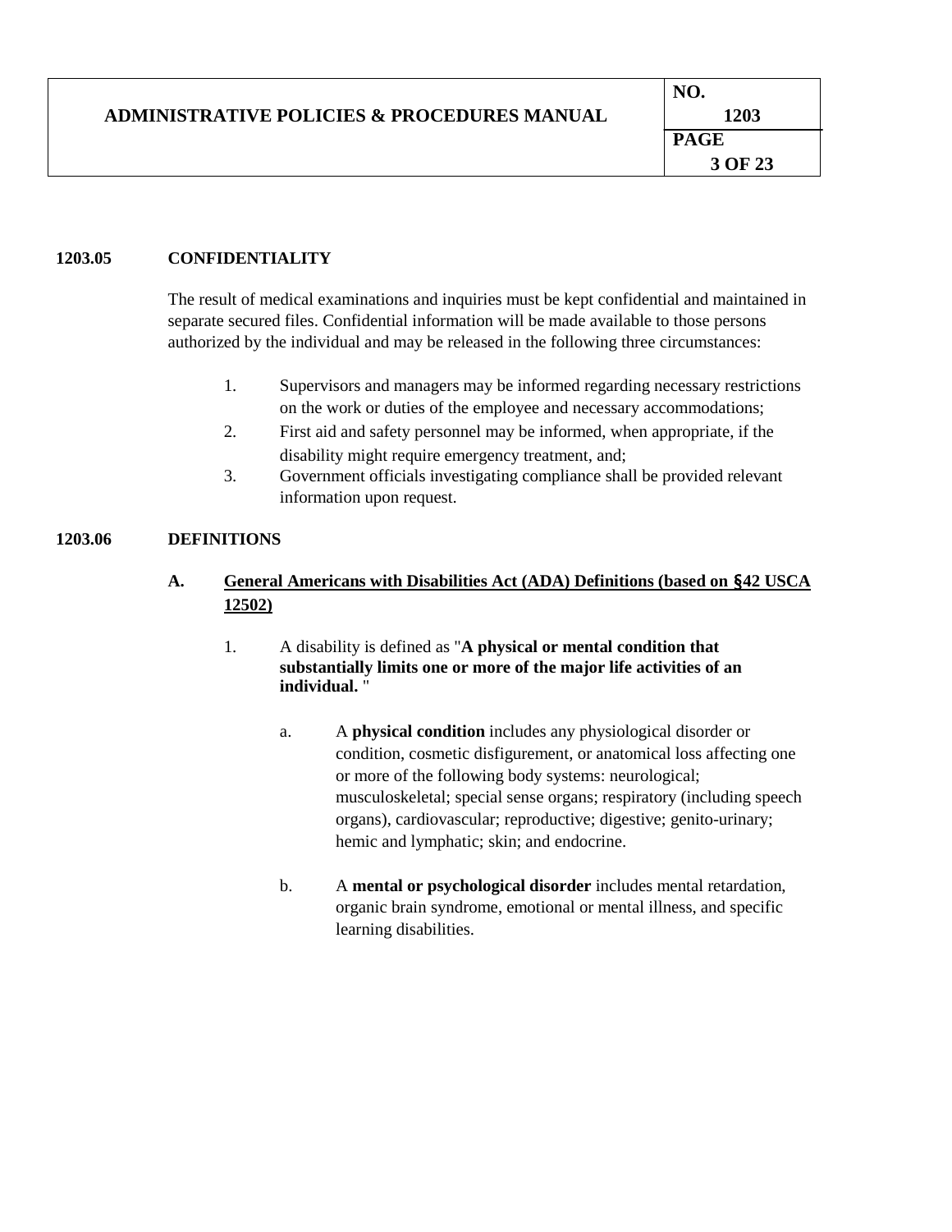## 1203.05 CONFIDENTIALITY

The result of medical examinations and inquiries must be kept confidential and maintained in separate secured files. Confidential information will be made available to those persons authorized by the individual and may be released in the following three circumstances:

1. Supervisors and managers may be informed regarding necessary restrictions on the work or duties of the employee and necessary accommodations;
2. First aid and safety personnel may be informed, when appropriate, if the disability might require emergency treatment, and;
3. Government officials investigating compliance shall be provided relevant information upon request.

## 1203.06 DEFINITIONS

### A. General Americans with Disabilities Act (ADA) Definitions (based on §42 USCA 12502)

1. A disability is defined as "**A physical or mental condition that substantially limits one or more of the major life activities of an individual.** "

   a. A **physical condition** includes any physiological disorder or condition, cosmetic disfigurement, or anatomical loss affecting one or more of the following body systems: neurological; musculoskeletal; special sense organs; respiratory (including speech organs), cardiovascular; reproductive; digestive; genito-urinary; hemic and lymphatic; skin; and endocrine.

   b. A **mental or psychological disorder** includes mental retardation, organic brain syndrome, emotional or mental illness, and specific learning disabilities.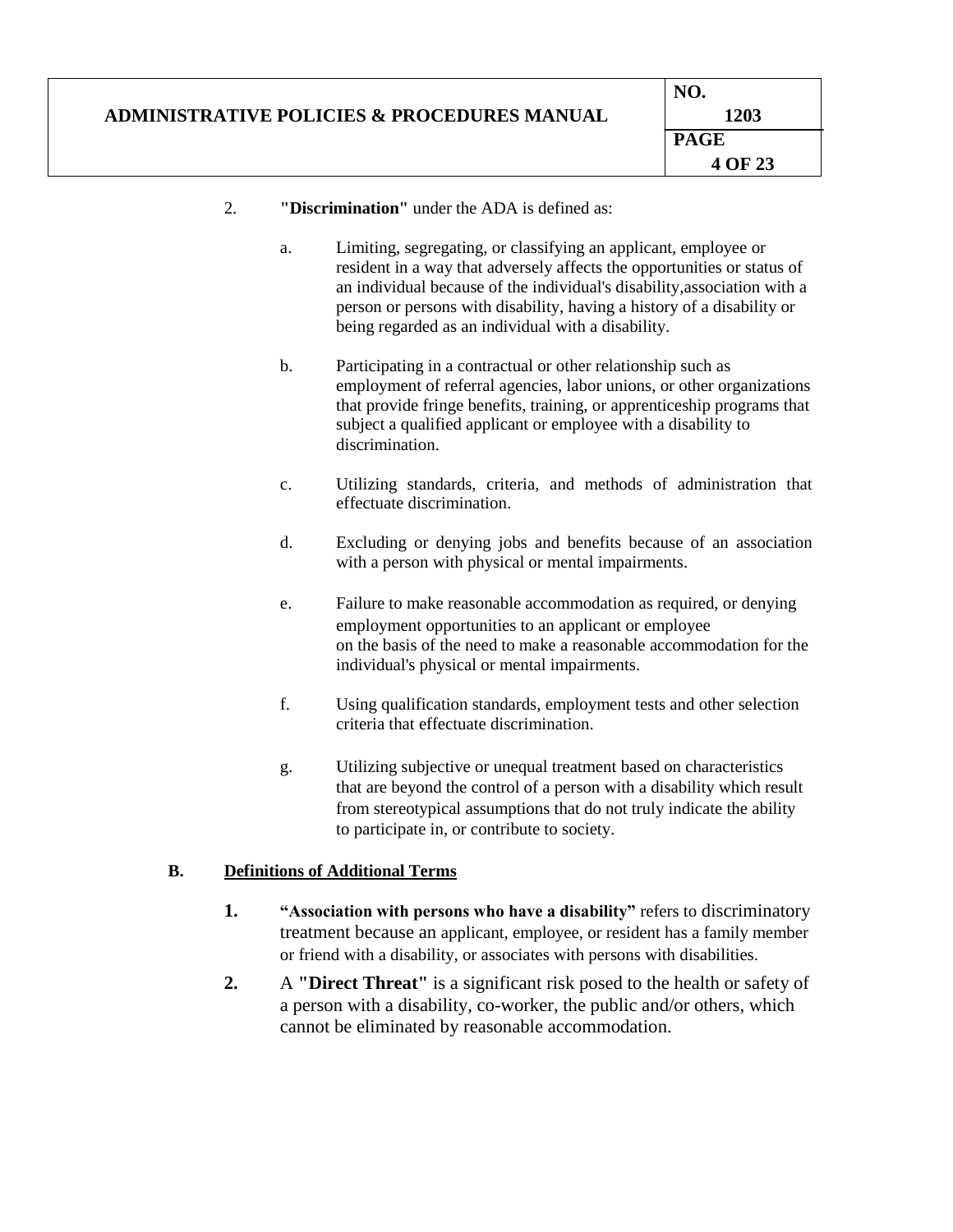2. **"Discrimination"** under the ADA is defined as:

   a. Limiting, segregating, or classifying an applicant, employee or resident in a way that adversely affects the opportunities or status of an individual because of the individual's disability,association with a person or persons with disability, having a history of a disability or being regarded as an individual with a disability.

   b. Participating in a contractual or other relationship such as employment of referral agencies, labor unions, or other organizations that provide fringe benefits, training, or apprenticeship programs that subject a qualified applicant or employee with a disability to discrimination.

   c. Utilizing standards, criteria, and methods of administration that effectuate discrimination.

   d. Excluding or denying jobs and benefits because of an association with a person with physical or mental impairments.

   e. Failure to make reasonable accommodation as required, or denying employment opportunities to an applicant or employee on the basis of the need to make a reasonable accommodation for the individual's physical or mental impairments.

   f. Using qualification standards, employment tests and other selection criteria that effectuate discrimination.

   g. Utilizing subjective or unequal treatment based on characteristics that are beyond the control of a person with a disability which result from stereotypical assumptions that do not truly indicate the ability to participate in, or contribute to society.

**B. <u>Definitions of Additional Terms</u>**

1. **"Association with persons who have a disability"** refers to discriminatory treatment because an applicant, employee, or resident has a family member or friend with a disability, or associates with persons with disabilities.

2. A **"Direct Threat"** is a significant risk posed to the health or safety of a person with a disability, co-worker, the public and/or others, which cannot be eliminated by reasonable accommodation.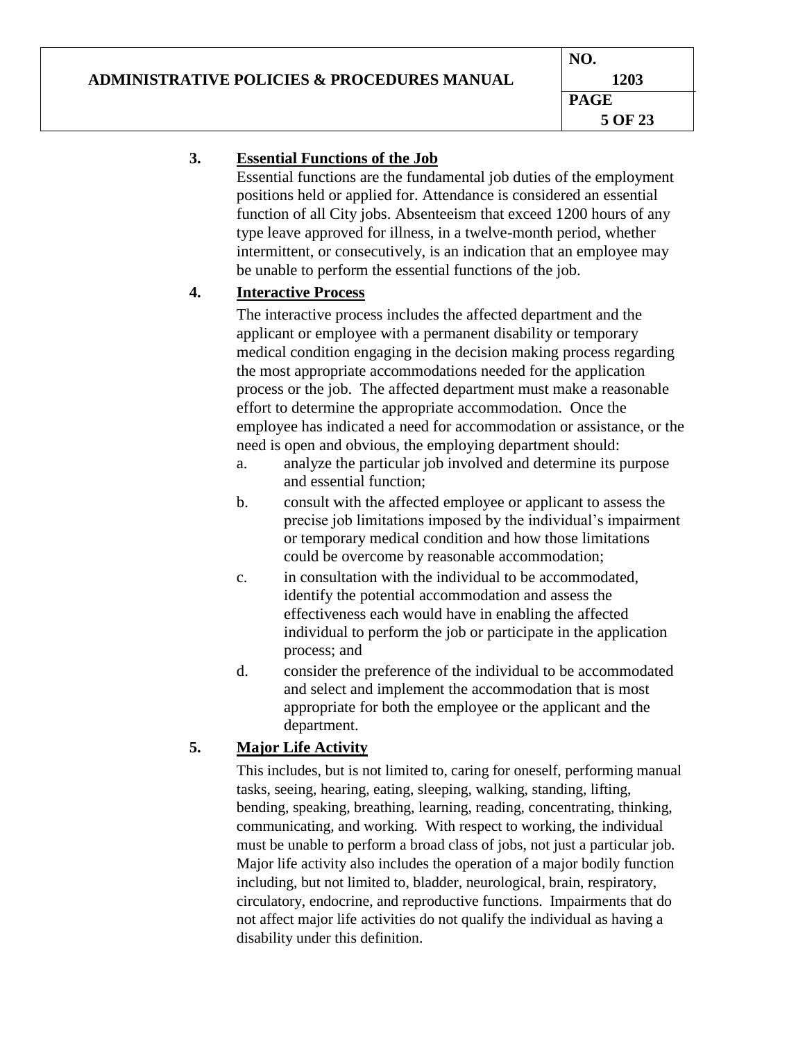3. **Essential Functions of the Job**

   Essential functions are the fundamental job duties of the employment positions held or applied for. Attendance is considered an essential function of all City jobs. Absenteeism that exceed 1200 hours of any type leave approved for illness, in a twelve-month period, whether intermittent, or consecutively, is an indication that an employee may be unable to perform the essential functions of the job.

4. **Interactive Process**

   The interactive process includes the affected department and the applicant or employee with a permanent disability or temporary medical condition engaging in the decision making process regarding the most appropriate accommodations needed for the application process or the job. The affected department must make a reasonable effort to determine the appropriate accommodation. Once the employee has indicated a need for accommodation or assistance, or the need is open and obvious, the employing department should:

   a. analyze the particular job involved and determine its purpose and essential function;
   b. consult with the affected employee or applicant to assess the precise job limitations imposed by the individual's impairment or temporary medical condition and how those limitations could be overcome by reasonable accommodation;
   c. in consultation with the individual to be accommodated, identify the potential accommodation and assess the effectiveness each would have in enabling the affected individual to perform the job or participate in the application process; and
   d. consider the preference of the individual to be accommodated and select and implement the accommodation that is most appropriate for both the employee or the applicant and the department.

5. **Major Life Activity**

   This includes, but is not limited to, caring for oneself, performing manual tasks, seeing, hearing, eating, sleeping, walking, standing, lifting, bending, speaking, breathing, learning, reading, concentrating, thinking, communicating, and working. With respect to working, the individual must be unable to perform a broad class of jobs, not just a particular job. Major life activity also includes the operation of a major bodily function including, but not limited to, bladder, neurological, brain, respiratory, circulatory, endocrine, and reproductive functions. Impairments that do not affect major life activities do not qualify the individual as having a disability under this definition.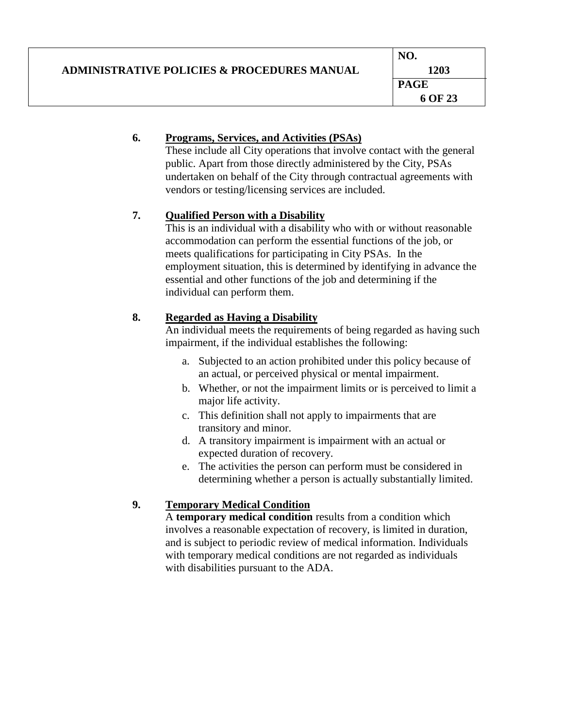6. **Programs, Services, and Activities (PSAs)**

   These include all City operations that involve contact with the general public. Apart from those directly administered by the City, PSAs undertaken on behalf of the City through contractual agreements with vendors or testing/licensing services are included.

7. **Qualified Person with a Disability**

   This is an individual with a disability who with or without reasonable accommodation can perform the essential functions of the job, or meets qualifications for participating in City PSAs. In the employment situation, this is determined by identifying in advance the essential and other functions of the job and determining if the individual can perform them.

8. **Regarded as Having a Disability**

   An individual meets the requirements of being regarded as having such impairment, if the individual establishes the following:

   a. Subjected to an action prohibited under this policy because of an actual, or perceived physical or mental impairment.
   b. Whether, or not the impairment limits or is perceived to limit a major life activity.
   c. This definition shall not apply to impairments that are transitory and minor.
   d. A transitory impairment is impairment with an actual or expected duration of recovery.
   e. The activities the person can perform must be considered in determining whether a person is actually substantially limited.

9. **Temporary Medical Condition**

   A **temporary medical condition** results from a condition which involves a reasonable expectation of recovery, is limited in duration, and is subject to periodic review of medical information. Individuals with temporary medical conditions are not regarded as individuals with disabilities pursuant to the ADA.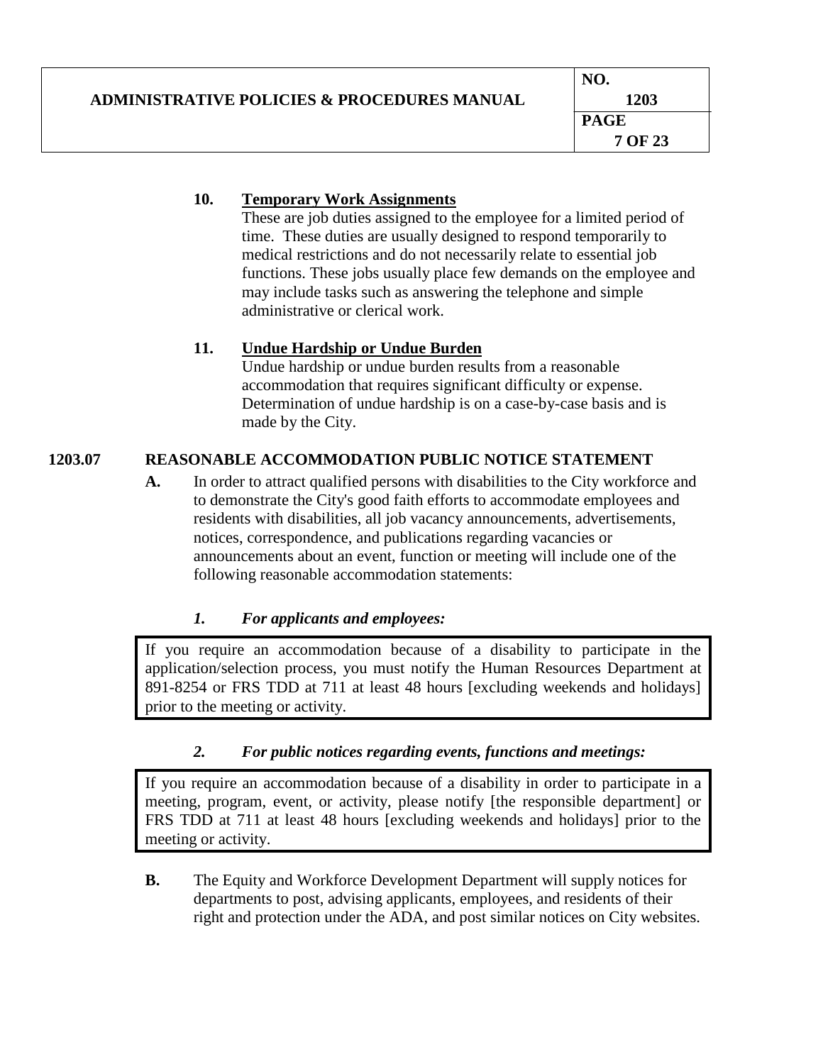**10. Temporary Work Assignments**

These are job duties assigned to the employee for a limited period of time. These duties are usually designed to respond temporarily to medical restrictions and do not necessarily relate to essential job functions. These jobs usually place few demands on the employee and may include tasks such as answering the telephone and simple administrative or clerical work.

**11. Undue Hardship or Undue Burden**

Undue hardship or undue burden results from a reasonable accommodation that requires significant difficulty or expense. Determination of undue hardship is on a case-by-case basis and is made by the City.

## 1203.07 REASONABLE ACCOMMODATION PUBLIC NOTICE STATEMENT

**A.** In order to attract qualified persons with disabilities to the City workforce and to demonstrate the City's good faith efforts to accommodate employees and residents with disabilities, all job vacancy announcements, advertisements, notices, correspondence, and publications regarding vacancies or announcements about an event, function or meeting will include one of the following reasonable accommodation statements:

***1. For applicants and employees:***

> If you require an accommodation because of a disability to participate in the application/selection process, you must notify the Human Resources Department at 891-8254 or FRS TDD at 711 at least 48 hours [excluding weekends and holidays] prior to the meeting or activity.

***2. For public notices regarding events, functions and meetings:***

> If you require an accommodation because of a disability in order to participate in a meeting, program, event, or activity, please notify [the responsible department] or FRS TDD at 711 at least 48 hours [excluding weekends and holidays] prior to the meeting or activity.

**B.** The Equity and Workforce Development Department will supply notices for departments to post, advising applicants, employees, and residents of their right and protection under the ADA, and post similar notices on City websites.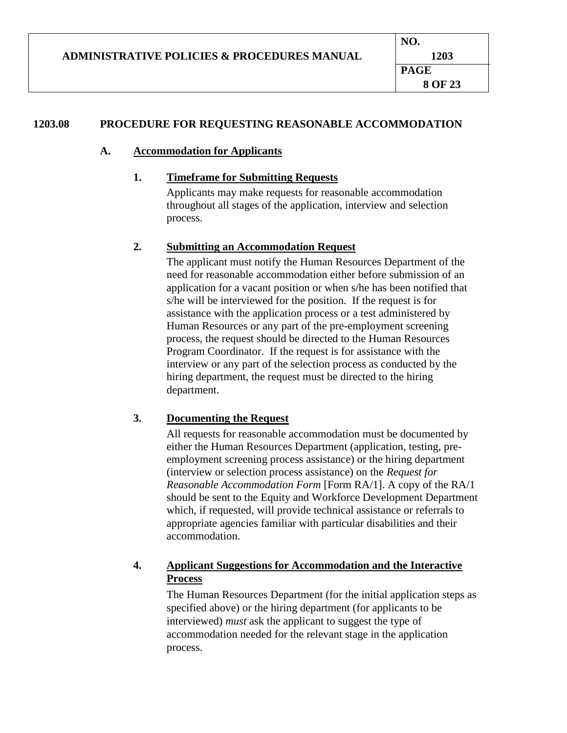## 1203.08 PROCEDURE FOR REQUESTING REASONABLE ACCOMMODATION

### A. Accommodation for Applicants

#### 1. Timeframe for Submitting Requests

Applicants may make requests for reasonable accommodation throughout all stages of the application, interview and selection process.

#### 2. Submitting an Accommodation Request

The applicant must notify the Human Resources Department of the need for reasonable accommodation either before submission of an application for a vacant position or when s/he has been notified that s/he will be interviewed for the position. If the request is for assistance with the application process or a test administered by Human Resources or any part of the pre-employment screening process, the request should be directed to the Human Resources Program Coordinator. If the request is for assistance with the interview or any part of the selection process as conducted by the hiring department, the request must be directed to the hiring department.

#### 3. Documenting the Request

All requests for reasonable accommodation must be documented by either the Human Resources Department (application, testing, pre-employment screening process assistance) or the hiring department (interview or selection process assistance) on the *Request for Reasonable Accommodation Form* [Form RA/1]. A copy of the RA/1 should be sent to the Equity and Workforce Development Department which, if requested, will provide technical assistance or referrals to appropriate agencies familiar with particular disabilities and their accommodation.

#### 4. Applicant Suggestions for Accommodation and the Interactive Process

The Human Resources Department (for the initial application steps as specified above) or the hiring department (for applicants to be interviewed) *must* ask the applicant to suggest the type of accommodation needed for the relevant stage in the application process.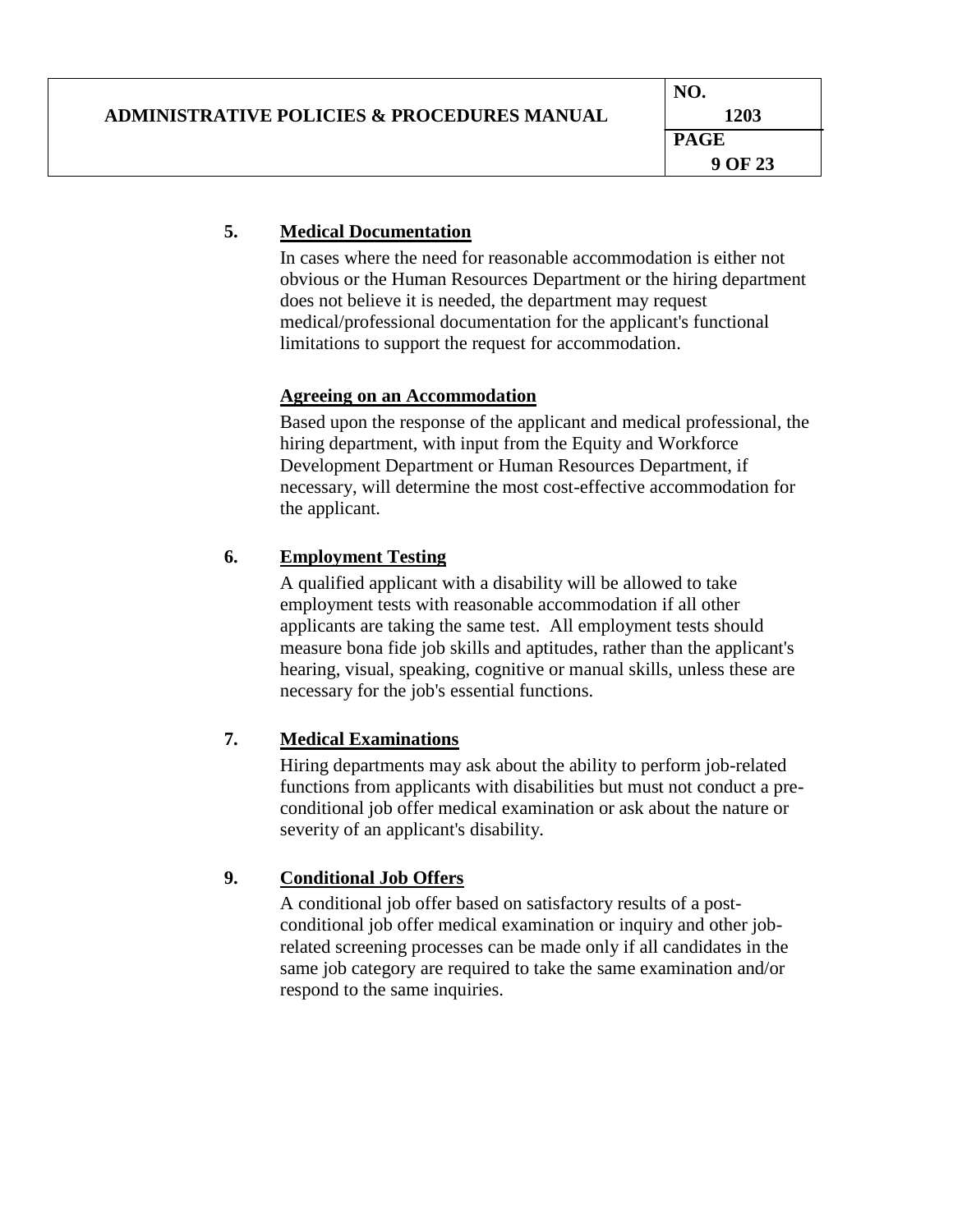**5. Medical Documentation**

In cases where the need for reasonable accommodation is either not obvious or the Human Resources Department or the hiring department does not believe it is needed, the department may request medical/professional documentation for the applicant's functional limitations to support the request for accommodation.

**Agreeing on an Accommodation**

Based upon the response of the applicant and medical professional, the hiring department, with input from the Equity and Workforce Development Department or Human Resources Department, if necessary, will determine the most cost-effective accommodation for the applicant.

**6. Employment Testing**

A qualified applicant with a disability will be allowed to take employment tests with reasonable accommodation if all other applicants are taking the same test. All employment tests should measure bona fide job skills and aptitudes, rather than the applicant's hearing, visual, speaking, cognitive or manual skills, unless these are necessary for the job's essential functions.

**7. Medical Examinations**

Hiring departments may ask about the ability to perform job-related functions from applicants with disabilities but must not conduct a pre-conditional job offer medical examination or ask about the nature or severity of an applicant's disability.

**9. Conditional Job Offers**

A conditional job offer based on satisfactory results of a post-conditional job offer medical examination or inquiry and other job-related screening processes can be made only if all candidates in the same job category are required to take the same examination and/or respond to the same inquiries.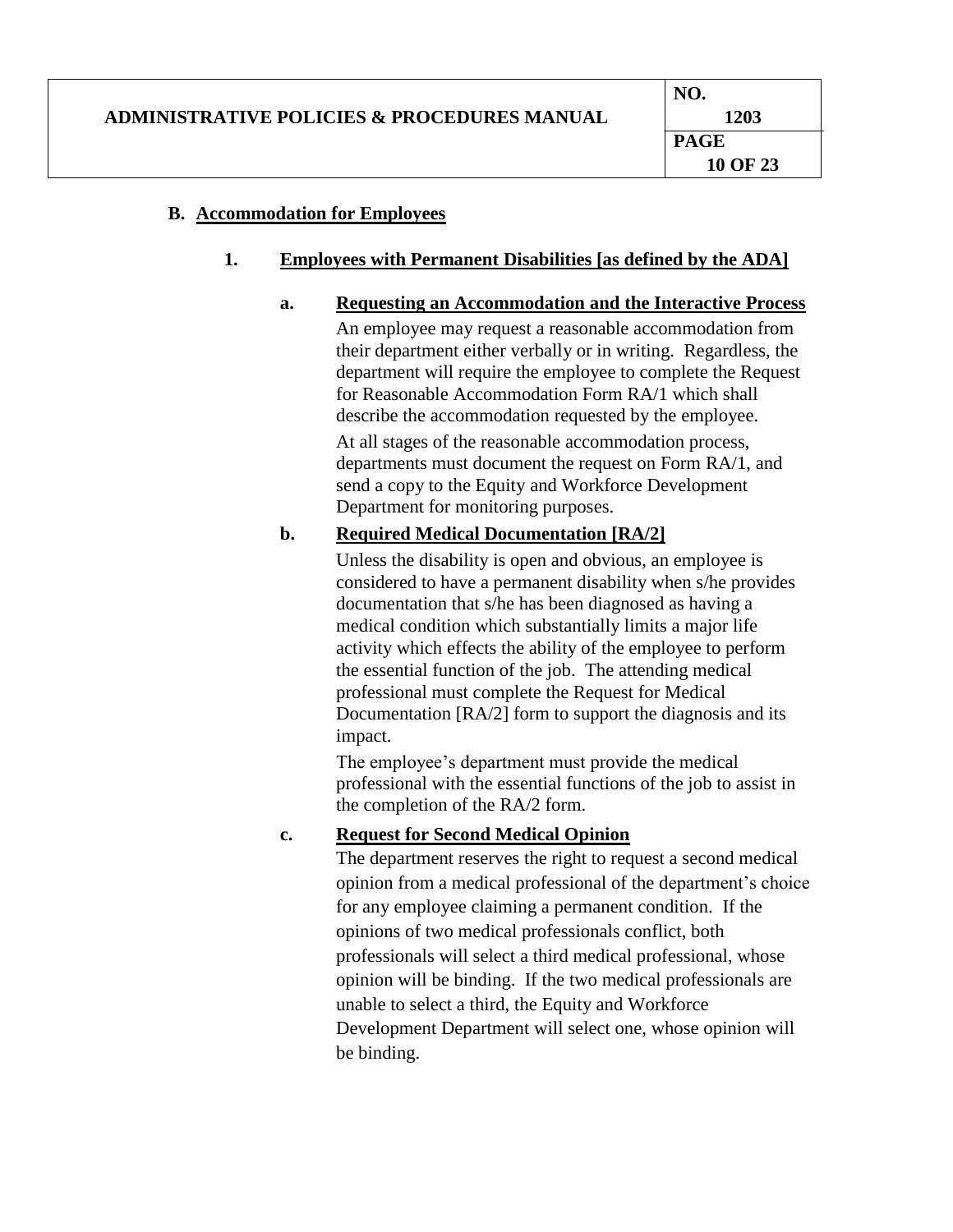### B. Accommodation for Employees

#### 1. Employees with Permanent Disabilities [as defined by the ADA]

**a. Requesting an Accommodation and the Interactive Process**

An employee may request a reasonable accommodation from their department either verbally or in writing. Regardless, the department will require the employee to complete the Request for Reasonable Accommodation Form RA/1 which shall describe the accommodation requested by the employee.

At all stages of the reasonable accommodation process, departments must document the request on Form RA/1, and send a copy to the Equity and Workforce Development Department for monitoring purposes.

**b. Required Medical Documentation [RA/2]**

Unless the disability is open and obvious, an employee is considered to have a permanent disability when s/he provides documentation that s/he has been diagnosed as having a medical condition which substantially limits a major life activity which effects the ability of the employee to perform the essential function of the job. The attending medical professional must complete the Request for Medical Documentation [RA/2] form to support the diagnosis and its impact.

The employee's department must provide the medical professional with the essential functions of the job to assist in the completion of the RA/2 form.

**c. Request for Second Medical Opinion**

The department reserves the right to request a second medical opinion from a medical professional of the department's choice for any employee claiming a permanent condition. If the opinions of two medical professionals conflict, both professionals will select a third medical professional, whose opinion will be binding. If the two medical professionals are unable to select a third, the Equity and Workforce Development Department will select one, whose opinion will be binding.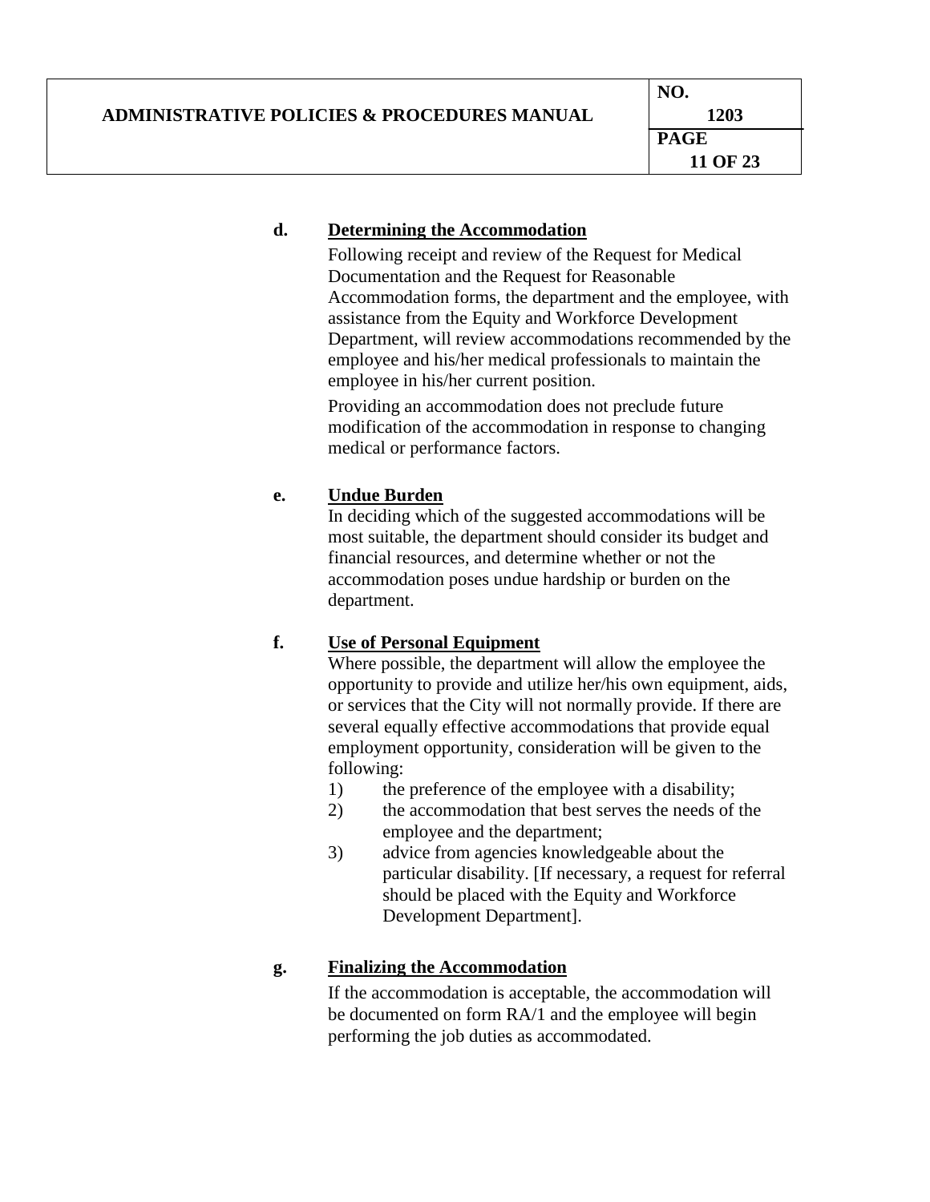**d. Determining the Accommodation**

Following receipt and review of the Request for Medical Documentation and the Request for Reasonable Accommodation forms, the department and the employee, with assistance from the Equity and Workforce Development Department, will review accommodations recommended by the employee and his/her medical professionals to maintain the employee in his/her current position.

Providing an accommodation does not preclude future modification of the accommodation in response to changing medical or performance factors.

**e. Undue Burden**

In deciding which of the suggested accommodations will be most suitable, the department should consider its budget and financial resources, and determine whether or not the accommodation poses undue hardship or burden on the department.

**f. Use of Personal Equipment**

Where possible, the department will allow the employee the opportunity to provide and utilize her/his own equipment, aids, or services that the City will not normally provide. If there are several equally effective accommodations that provide equal employment opportunity, consideration will be given to the following:

1) the preference of the employee with a disability;
2) the accommodation that best serves the needs of the employee and the department;
3) advice from agencies knowledgeable about the particular disability. [If necessary, a request for referral should be placed with the Equity and Workforce Development Department].

**g. Finalizing the Accommodation**

If the accommodation is acceptable, the accommodation will be documented on form RA/1 and the employee will begin performing the job duties as accommodated.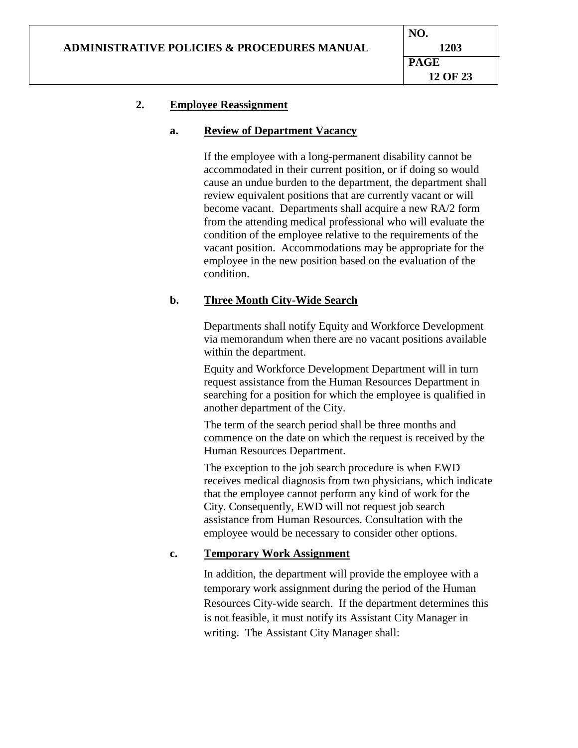## 2. Employee Reassignment

### a. Review of Department Vacancy

If the employee with a long-permanent disability cannot be accommodated in their current position, or if doing so would cause an undue burden to the department, the department shall review equivalent positions that are currently vacant or will become vacant. Departments shall acquire a new RA/2 form from the attending medical professional who will evaluate the condition of the employee relative to the requirements of the vacant position. Accommodations may be appropriate for the employee in the new position based on the evaluation of the condition.

### b. Three Month City-Wide Search

Departments shall notify Equity and Workforce Development via memorandum when there are no vacant positions available within the department.

Equity and Workforce Development Department will in turn request assistance from the Human Resources Department in searching for a position for which the employee is qualified in another department of the City.

The term of the search period shall be three months and commence on the date on which the request is received by the Human Resources Department.

The exception to the job search procedure is when EWD receives medical diagnosis from two physicians, which indicate that the employee cannot perform any kind of work for the City. Consequently, EWD will not request job search assistance from Human Resources. Consultation with the employee would be necessary to consider other options.

### c. Temporary Work Assignment

In addition, the department will provide the employee with a temporary work assignment during the period of the Human Resources City-wide search. If the department determines this is not feasible, it must notify its Assistant City Manager in writing. The Assistant City Manager shall: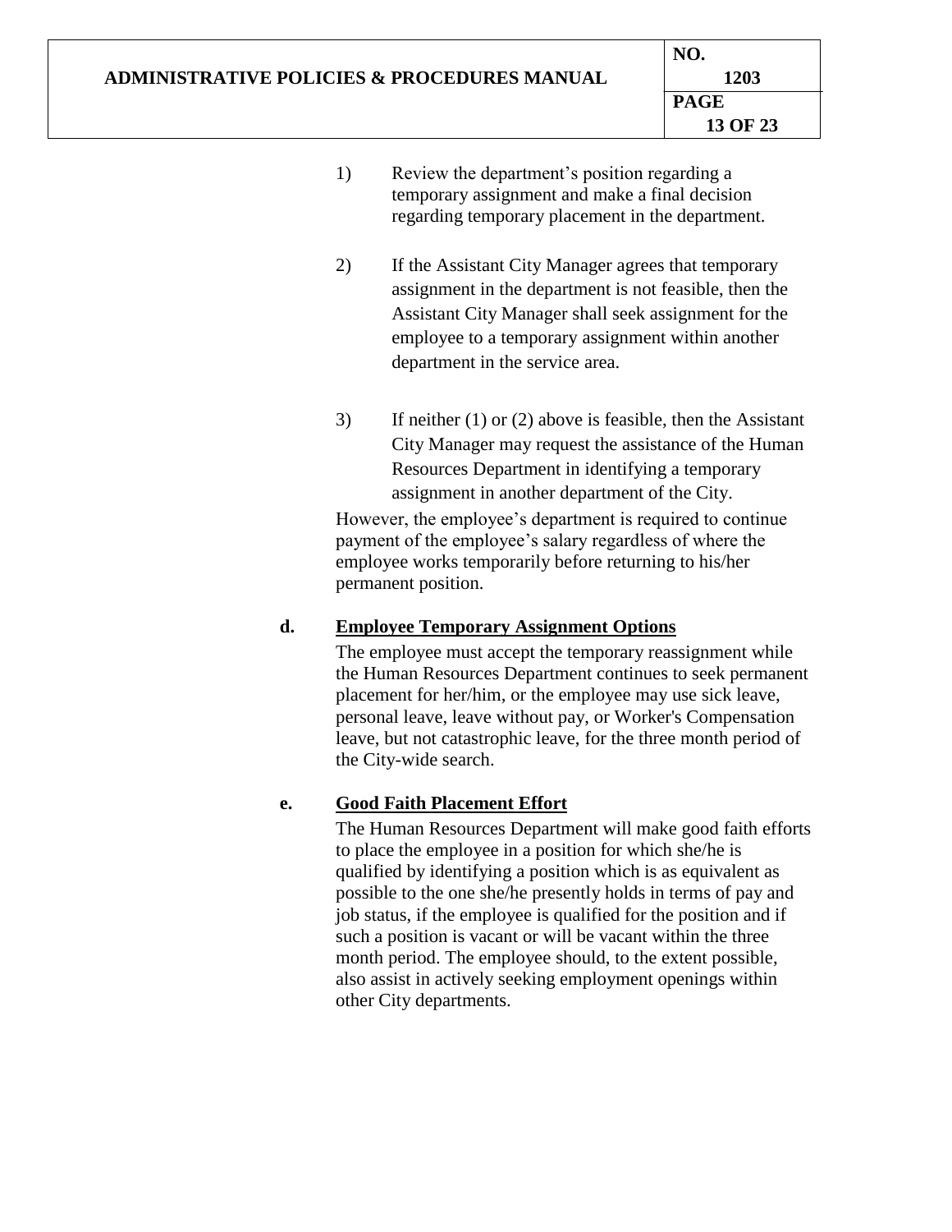1) Review the department's position regarding a temporary assignment and make a final decision regarding temporary placement in the department.

2) If the Assistant City Manager agrees that temporary assignment in the department is not feasible, then the Assistant City Manager shall seek assignment for the employee to a temporary assignment within another department in the service area.

3) If neither (1) or (2) above is feasible, then the Assistant City Manager may request the assistance of the Human Resources Department in identifying a temporary assignment in another department of the City.

However, the employee's department is required to continue payment of the employee's salary regardless of where the employee works temporarily before returning to his/her permanent position.

**d. <u>Employee Temporary Assignment Options</u>**

The employee must accept the temporary reassignment while the Human Resources Department continues to seek permanent placement for her/him, or the employee may use sick leave, personal leave, leave without pay, or Worker's Compensation leave, but not catastrophic leave, for the three month period of the City-wide search.

**e. <u>Good Faith Placement Effort</u>**

The Human Resources Department will make good faith efforts to place the employee in a position for which she/he is qualified by identifying a position which is as equivalent as possible to the one she/he presently holds in terms of pay and job status, if the employee is qualified for the position and if such a position is vacant or will be vacant within the three month period. The employee should, to the extent possible, also assist in actively seeking employment openings within other City departments.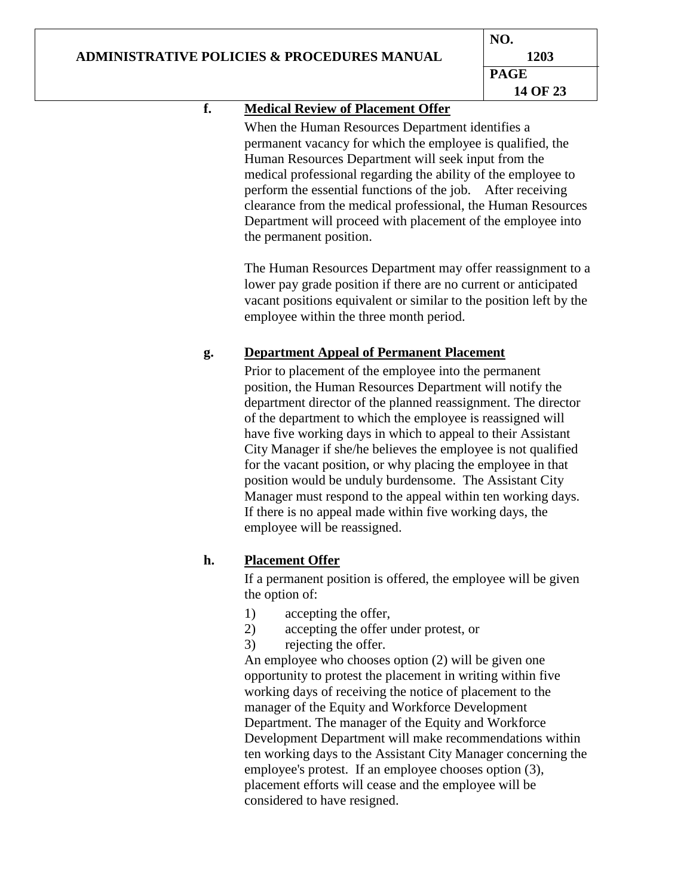**f. Medical Review of Placement Offer**

When the Human Resources Department identifies a permanent vacancy for which the employee is qualified, the Human Resources Department will seek input from the medical professional regarding the ability of the employee to perform the essential functions of the job. After receiving clearance from the medical professional, the Human Resources Department will proceed with placement of the employee into the permanent position.

The Human Resources Department may offer reassignment to a lower pay grade position if there are no current or anticipated vacant positions equivalent or similar to the position left by the employee within the three month period.

**g. Department Appeal of Permanent Placement**

Prior to placement of the employee into the permanent position, the Human Resources Department will notify the department director of the planned reassignment. The director of the department to which the employee is reassigned will have five working days in which to appeal to their Assistant City Manager if she/he believes the employee is not qualified for the vacant position, or why placing the employee in that position would be unduly burdensome. The Assistant City Manager must respond to the appeal within ten working days. If there is no appeal made within five working days, the employee will be reassigned.

**h. Placement Offer**

If a permanent position is offered, the employee will be given the option of:

1) accepting the offer,
2) accepting the offer under protest, or
3) rejecting the offer.

An employee who chooses option (2) will be given one opportunity to protest the placement in writing within five working days of receiving the notice of placement to the manager of the Equity and Workforce Development Department. The manager of the Equity and Workforce Development Department will make recommendations within ten working days to the Assistant City Manager concerning the employee's protest. If an employee chooses option (3), placement efforts will cease and the employee will be considered to have resigned.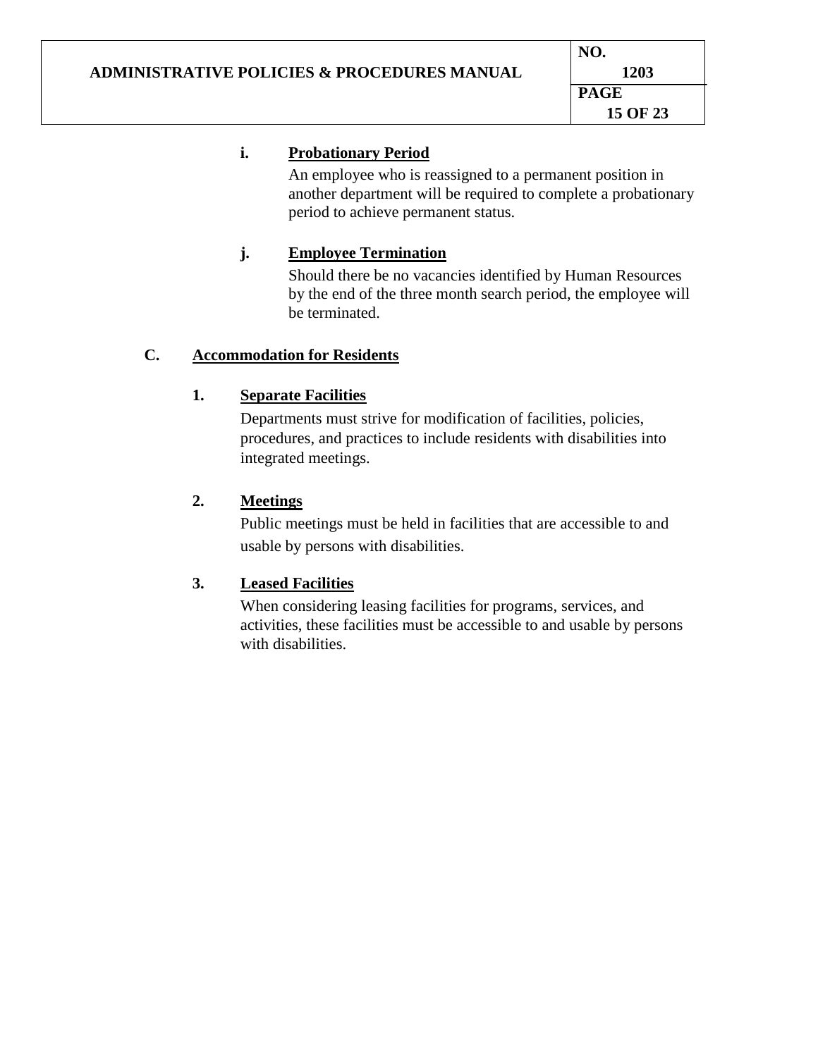**i. Probationary Period**

An employee who is reassigned to a permanent position in another department will be required to complete a probationary period to achieve permanent status.

**j. Employee Termination**

Should there be no vacancies identified by Human Resources by the end of the three month search period, the employee will be terminated.

## C. Accommodation for Residents

### 1. Separate Facilities

Departments must strive for modification of facilities, policies, procedures, and practices to include residents with disabilities into integrated meetings.

### 2. Meetings

Public meetings must be held in facilities that are accessible to and usable by persons with disabilities.

### 3. Leased Facilities

When considering leasing facilities for programs, services, and activities, these facilities must be accessible to and usable by persons with disabilities.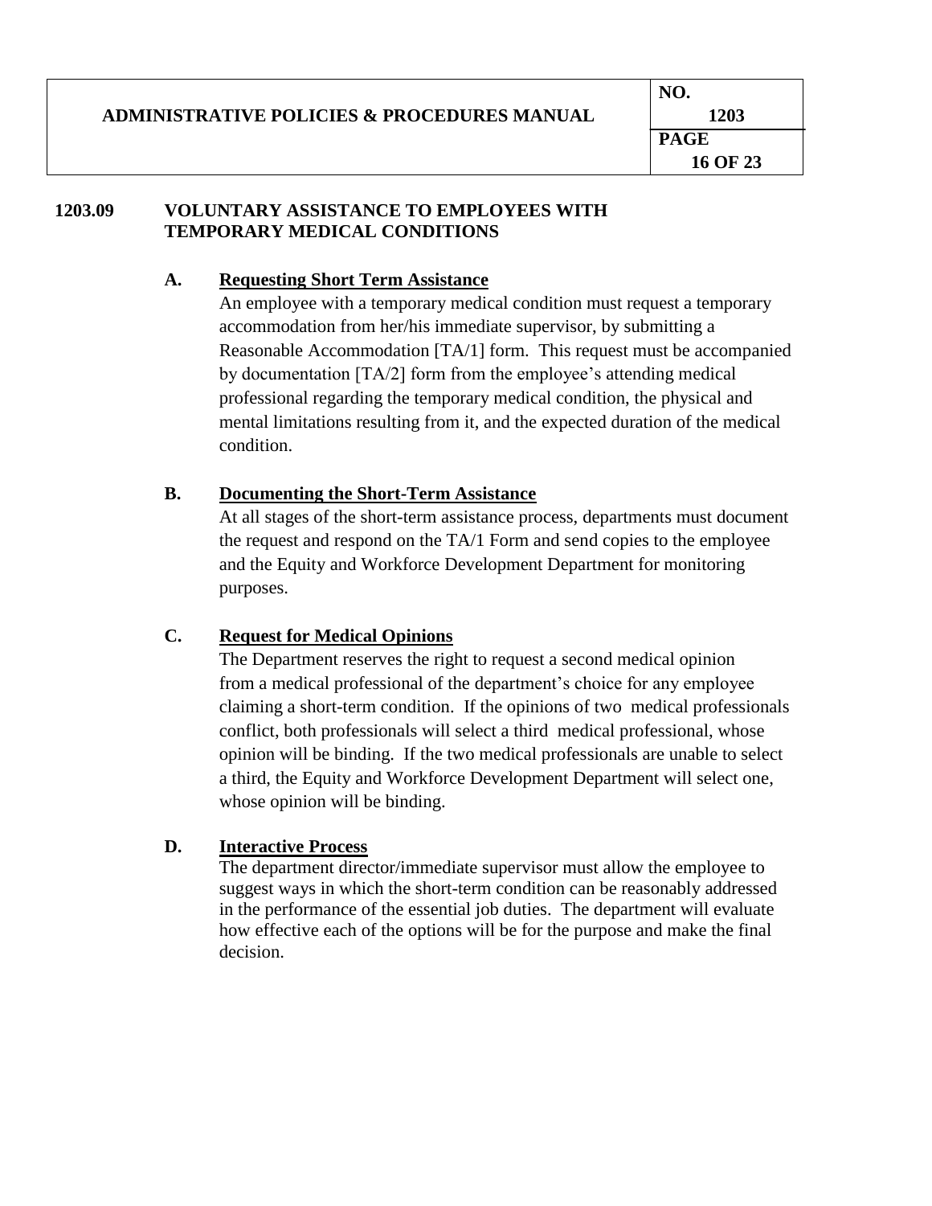## 1203.09 VOLUNTARY ASSISTANCE TO EMPLOYEES WITH TEMPORARY MEDICAL CONDITIONS

### A. Requesting Short Term Assistance

An employee with a temporary medical condition must request a temporary accommodation from her/his immediate supervisor, by submitting a Reasonable Accommodation [TA/1] form. This request must be accompanied by documentation [TA/2] form from the employee's attending medical professional regarding the temporary medical condition, the physical and mental limitations resulting from it, and the expected duration of the medical condition.

### B. Documenting the Short-Term Assistance

At all stages of the short-term assistance process, departments must document the request and respond on the TA/1 Form and send copies to the employee and the Equity and Workforce Development Department for monitoring purposes.

### C. Request for Medical Opinions

The Department reserves the right to request a second medical opinion from a medical professional of the department's choice for any employee claiming a short-term condition. If the opinions of two medical professionals conflict, both professionals will select a third medical professional, whose opinion will be binding. If the two medical professionals are unable to select a third, the Equity and Workforce Development Department will select one, whose opinion will be binding.

### D. Interactive Process

The department director/immediate supervisor must allow the employee to suggest ways in which the short-term condition can be reasonably addressed in the performance of the essential job duties. The department will evaluate how effective each of the options will be for the purpose and make the final decision.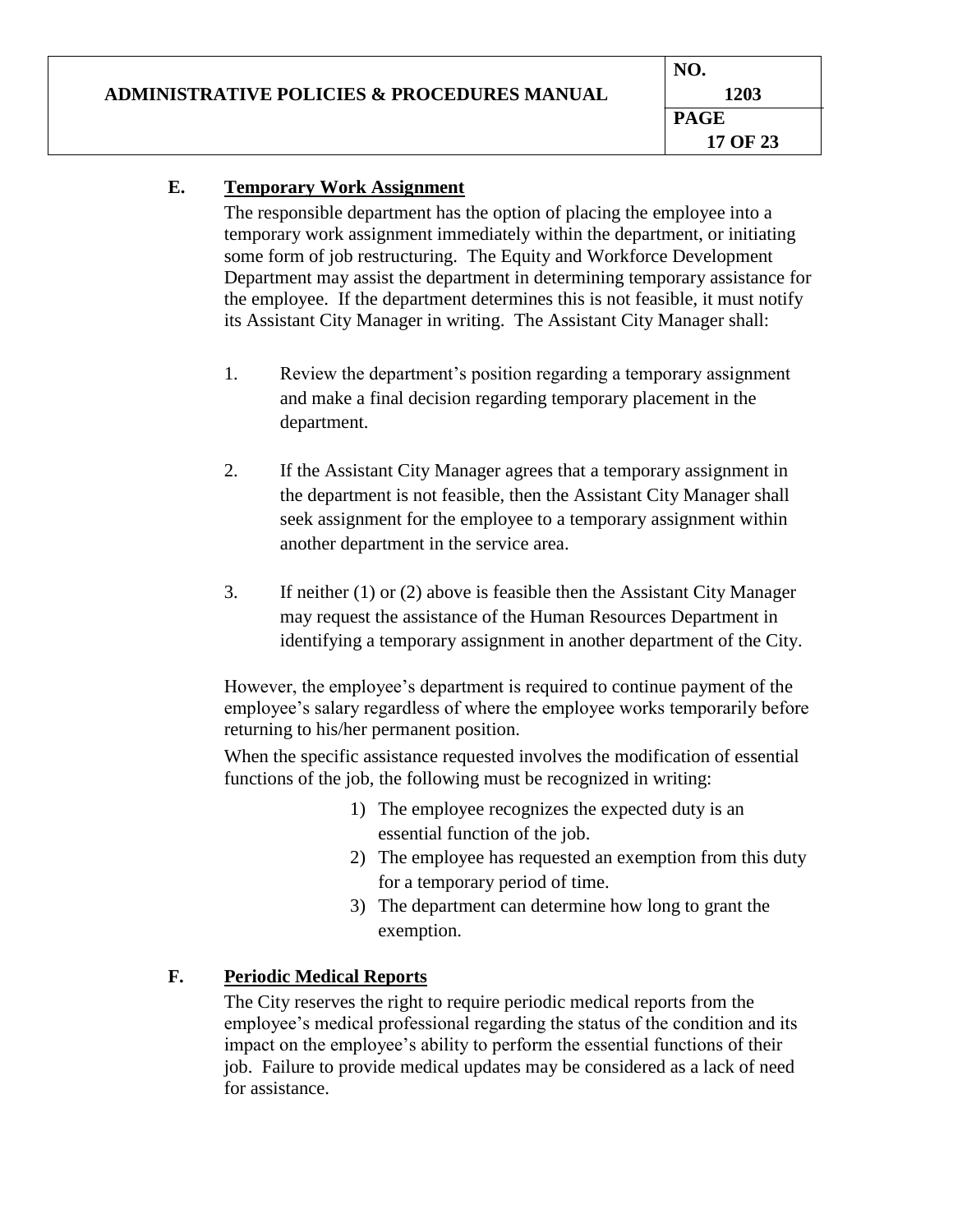### E. Temporary Work Assignment

The responsible department has the option of placing the employee into a temporary work assignment immediately within the department, or initiating some form of job restructuring. The Equity and Workforce Development Department may assist the department in determining temporary assistance for the employee. If the department determines this is not feasible, it must notify its Assistant City Manager in writing. The Assistant City Manager shall:

1. Review the department's position regarding a temporary assignment and make a final decision regarding temporary placement in the department.

2. If the Assistant City Manager agrees that a temporary assignment in the department is not feasible, then the Assistant City Manager shall seek assignment for the employee to a temporary assignment within another department in the service area.

3. If neither (1) or (2) above is feasible then the Assistant City Manager may request the assistance of the Human Resources Department in identifying a temporary assignment in another department of the City.

However, the employee's department is required to continue payment of the employee's salary regardless of where the employee works temporarily before returning to his/her permanent position.

When the specific assistance requested involves the modification of essential functions of the job, the following must be recognized in writing:

1) The employee recognizes the expected duty is an essential function of the job.
2) The employee has requested an exemption from this duty for a temporary period of time.
3) The department can determine how long to grant the exemption.

### F. Periodic Medical Reports

The City reserves the right to require periodic medical reports from the employee's medical professional regarding the status of the condition and its impact on the employee's ability to perform the essential functions of their job. Failure to provide medical updates may be considered as a lack of need for assistance.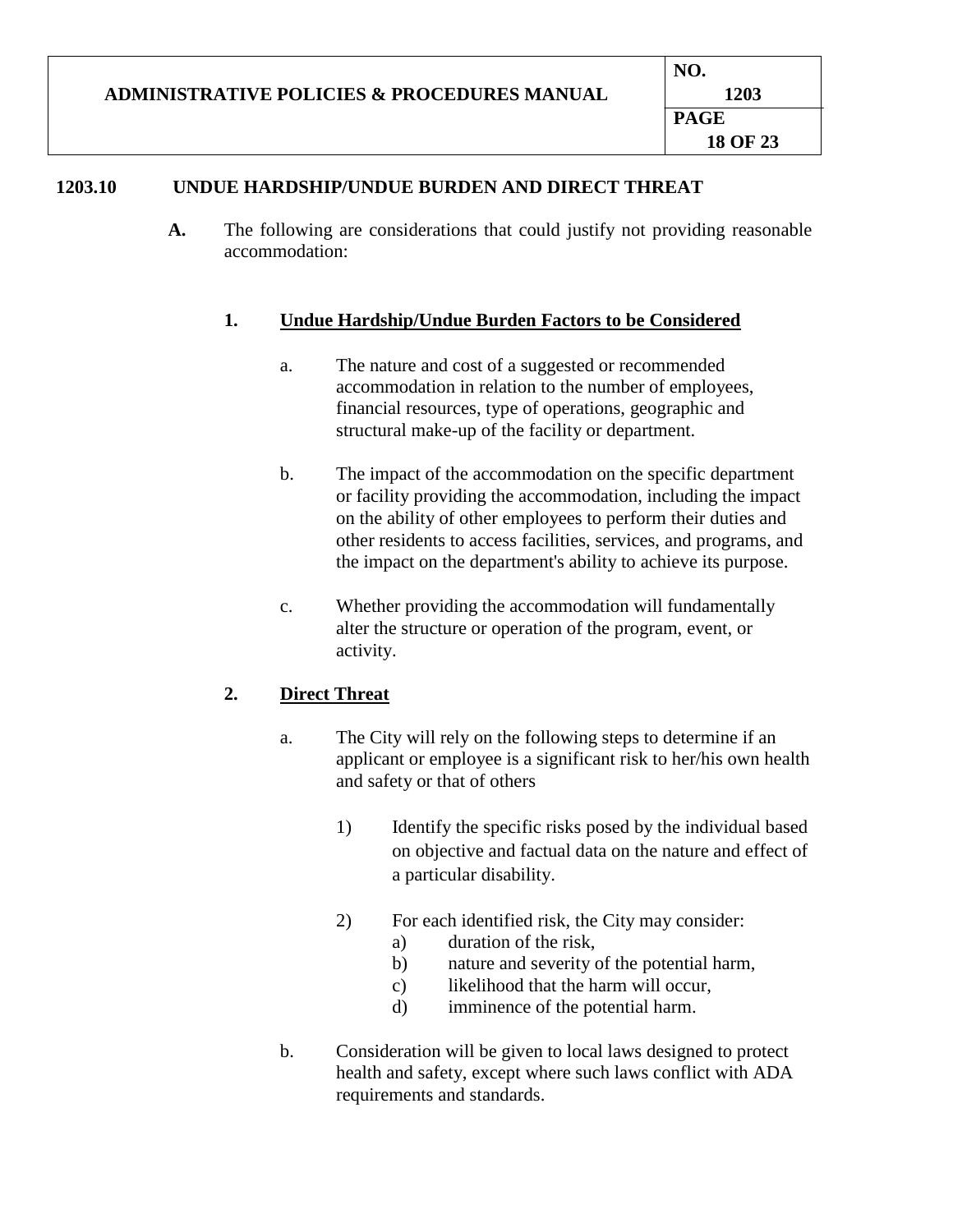## 1203.10 UNDUE HARDSHIP/UNDUE BURDEN AND DIRECT THREAT

**A.** The following are considerations that could justify not providing reasonable accommodation:

**1. <u>Undue Hardship/Undue Burden Factors to be Considered</u>**

a. The nature and cost of a suggested or recommended accommodation in relation to the number of employees, financial resources, type of operations, geographic and structural make-up of the facility or department.

b. The impact of the accommodation on the specific department or facility providing the accommodation, including the impact on the ability of other employees to perform their duties and other residents to access facilities, services, and programs, and the impact on the department's ability to achieve its purpose.

c. Whether providing the accommodation will fundamentally alter the structure or operation of the program, event, or activity.

**2. <u>Direct Threat</u>**

a. The City will rely on the following steps to determine if an applicant or employee is a significant risk to her/his own health and safety or that of others

1) Identify the specific risks posed by the individual based on objective and factual data on the nature and effect of a particular disability.

2) For each identified risk, the City may consider:
   a) duration of the risk,
   b) nature and severity of the potential harm,
   c) likelihood that the harm will occur,
   d) imminence of the potential harm.

b. Consideration will be given to local laws designed to protect health and safety, except where such laws conflict with ADA requirements and standards.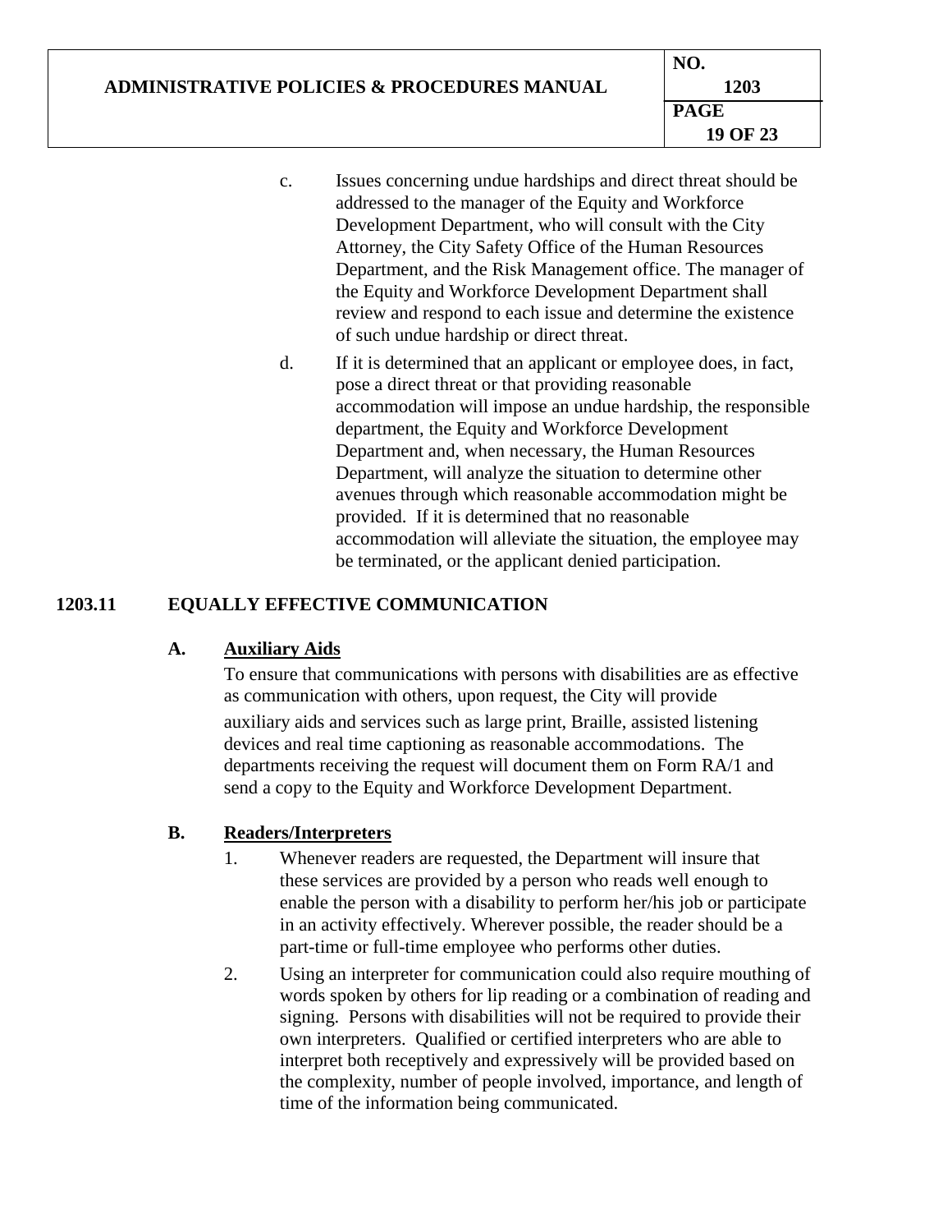c. Issues concerning undue hardships and direct threat should be addressed to the manager of the Equity and Workforce Development Department, who will consult with the City Attorney, the City Safety Office of the Human Resources Department, and the Risk Management office. The manager of the Equity and Workforce Development Department shall review and respond to each issue and determine the existence of such undue hardship or direct threat.

d. If it is determined that an applicant or employee does, in fact, pose a direct threat or that providing reasonable accommodation will impose an undue hardship, the responsible department, the Equity and Workforce Development Department and, when necessary, the Human Resources Department, will analyze the situation to determine other avenues through which reasonable accommodation might be provided. If it is determined that no reasonable accommodation will alleviate the situation, the employee may be terminated, or the applicant denied participation.

## 1203.11 EQUALLY EFFECTIVE COMMUNICATION

### A. Auxiliary Aids

To ensure that communications with persons with disabilities are as effective as communication with others, upon request, the City will provide auxiliary aids and services such as large print, Braille, assisted listening devices and real time captioning as reasonable accommodations. The departments receiving the request will document them on Form RA/1 and send a copy to the Equity and Workforce Development Department.

### B. Readers/Interpreters

1. Whenever readers are requested, the Department will insure that these services are provided by a person who reads well enough to enable the person with a disability to perform her/his job or participate in an activity effectively. Wherever possible, the reader should be a part-time or full-time employee who performs other duties.
2. Using an interpreter for communication could also require mouthing of words spoken by others for lip reading or a combination of reading and signing. Persons with disabilities will not be required to provide their own interpreters. Qualified or certified interpreters who are able to interpret both receptively and expressively will be provided based on the complexity, number of people involved, importance, and length of time of the information being communicated.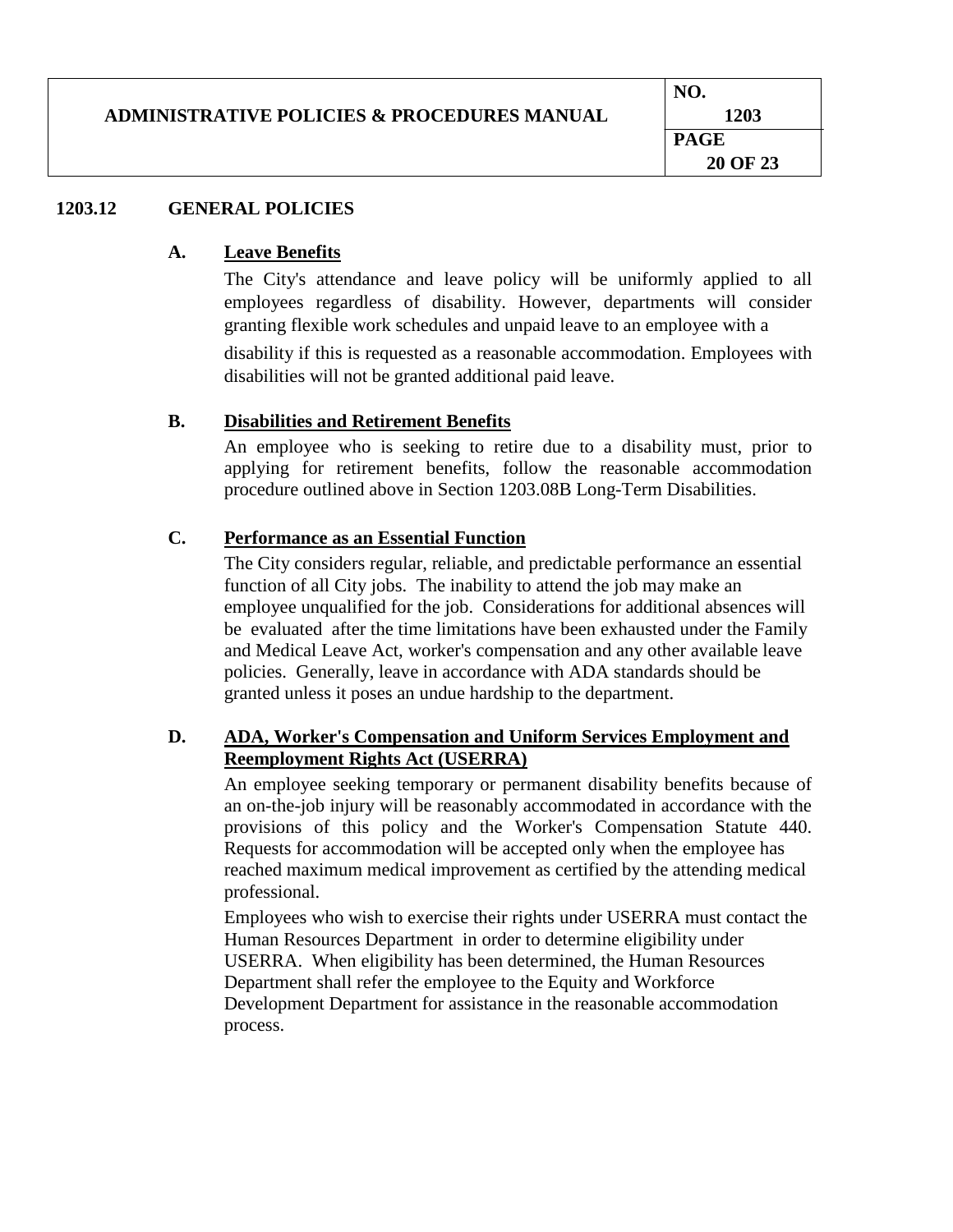## 1203.12 GENERAL POLICIES

### A. Leave Benefits

The City's attendance and leave policy will be uniformly applied to all employees regardless of disability. However, departments will consider granting flexible work schedules and unpaid leave to an employee with a disability if this is requested as a reasonable accommodation. Employees with disabilities will not be granted additional paid leave.

### B. Disabilities and Retirement Benefits

An employee who is seeking to retire due to a disability must, prior to applying for retirement benefits, follow the reasonable accommodation procedure outlined above in Section 1203.08B Long-Term Disabilities.

### C. Performance as an Essential Function

The City considers regular, reliable, and predictable performance an essential function of all City jobs. The inability to attend the job may make an employee unqualified for the job. Considerations for additional absences will be evaluated after the time limitations have been exhausted under the Family and Medical Leave Act, worker's compensation and any other available leave policies. Generally, leave in accordance with ADA standards should be granted unless it poses an undue hardship to the department.

### D. ADA, Worker's Compensation and Uniform Services Employment and Reemployment Rights Act (USERRA)

An employee seeking temporary or permanent disability benefits because of an on-the-job injury will be reasonably accommodated in accordance with the provisions of this policy and the Worker's Compensation Statute 440. Requests for accommodation will be accepted only when the employee has reached maximum medical improvement as certified by the attending medical professional.

Employees who wish to exercise their rights under USERRA must contact the Human Resources Department in order to determine eligibility under USERRA. When eligibility has been determined, the Human Resources Department shall refer the employee to the Equity and Workforce Development Department for assistance in the reasonable accommodation process.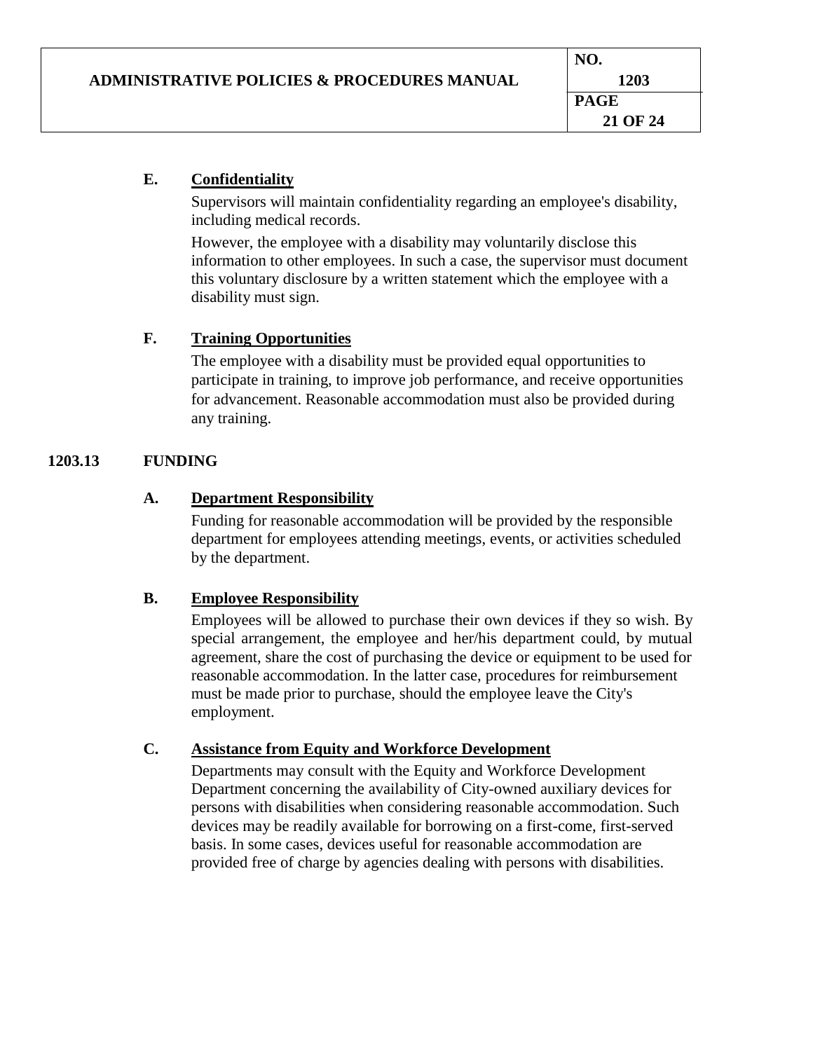### E. <u>Confidentiality</u>

Supervisors will maintain confidentiality regarding an employee's disability, including medical records.

However, the employee with a disability may voluntarily disclose this information to other employees. In such a case, the supervisor must document this voluntary disclosure by a written statement which the employee with a disability must sign.

### F. <u>Training Opportunities</u>

The employee with a disability must be provided equal opportunities to participate in training, to improve job performance, and receive opportunities for advancement. Reasonable accommodation must also be provided during any training.

## 1203.13 FUNDING

### A. <u>Department Responsibility</u>

Funding for reasonable accommodation will be provided by the responsible department for employees attending meetings, events, or activities scheduled by the department.

### B. <u>Employee Responsibility</u>

Employees will be allowed to purchase their own devices if they so wish. By special arrangement, the employee and her/his department could, by mutual agreement, share the cost of purchasing the device or equipment to be used for reasonable accommodation. In the latter case, procedures for reimbursement must be made prior to purchase, should the employee leave the City's employment.

### C. <u>Assistance from Equity and Workforce Development</u>

Departments may consult with the Equity and Workforce Development Department concerning the availability of City-owned auxiliary devices for persons with disabilities when considering reasonable accommodation. Such devices may be readily available for borrowing on a first-come, first-served basis. In some cases, devices useful for reasonable accommodation are provided free of charge by agencies dealing with persons with disabilities.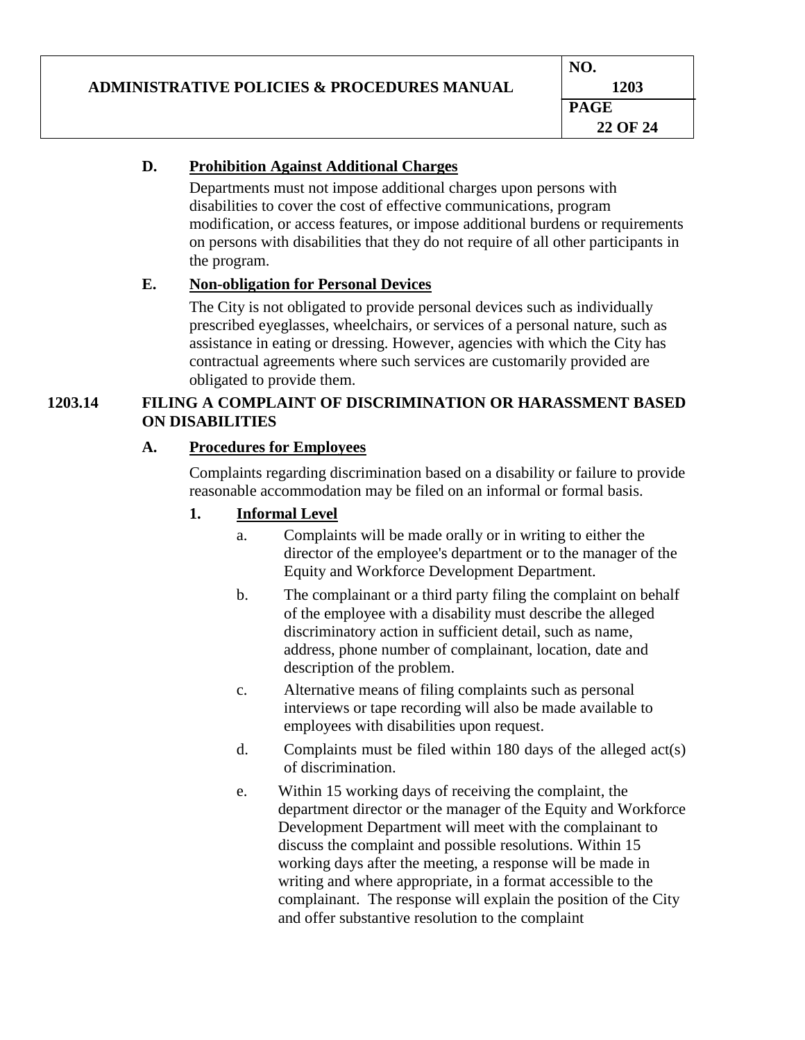### D. Prohibition Against Additional Charges

Departments must not impose additional charges upon persons with disabilities to cover the cost of effective communications, program modification, or access features, or impose additional burdens or requirements on persons with disabilities that they do not require of all other participants in the program.

### E. Non-obligation for Personal Devices

The City is not obligated to provide personal devices such as individually prescribed eyeglasses, wheelchairs, or services of a personal nature, such as assistance in eating or dressing. However, agencies with which the City has contractual agreements where such services are customarily provided are obligated to provide them.

## 1203.14 FILING A COMPLAINT OF DISCRIMINATION OR HARASSMENT BASED ON DISABILITIES

### A. Procedures for Employees

Complaints regarding discrimination based on a disability or failure to provide reasonable accommodation may be filed on an informal or formal basis.

#### 1. Informal Level

a. Complaints will be made orally or in writing to either the director of the employee's department or to the manager of the Equity and Workforce Development Department.

b. The complainant or a third party filing the complaint on behalf of the employee with a disability must describe the alleged discriminatory action in sufficient detail, such as name, address, phone number of complainant, location, date and description of the problem.

c. Alternative means of filing complaints such as personal interviews or tape recording will also be made available to employees with disabilities upon request.

d. Complaints must be filed within 180 days of the alleged act(s) of discrimination.

e. Within 15 working days of receiving the complaint, the department director or the manager of the Equity and Workforce Development Department will meet with the complainant to discuss the complaint and possible resolutions. Within 15 working days after the meeting, a response will be made in writing and where appropriate, in a format accessible to the complainant. The response will explain the position of the City and offer substantive resolution to the complaint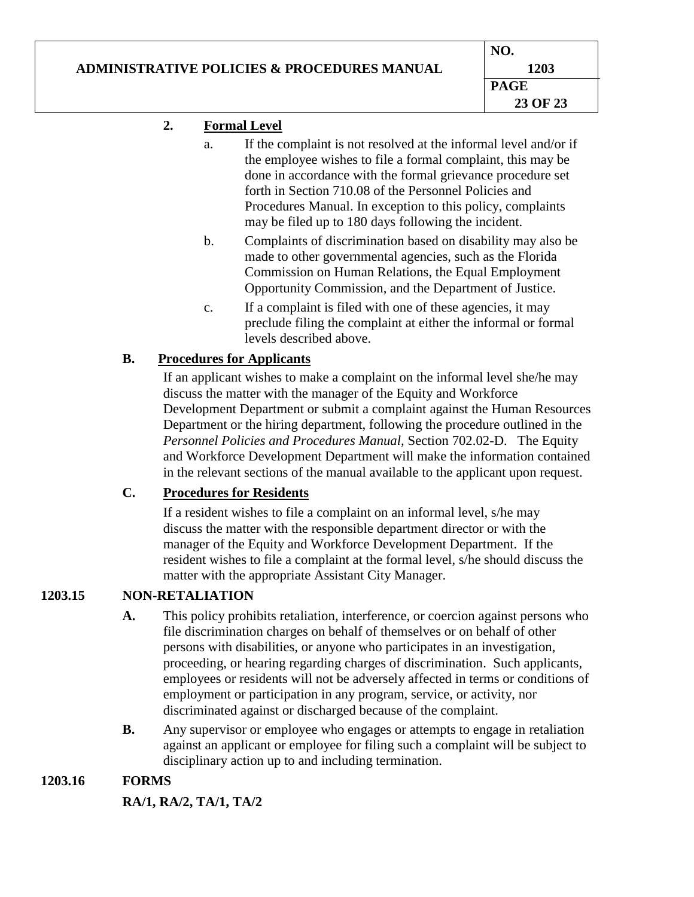2. **Formal Level**

   a. If the complaint is not resolved at the informal level and/or if the employee wishes to file a formal complaint, this may be done in accordance with the formal grievance procedure set forth in Section 710.08 of the Personnel Policies and Procedures Manual. In exception to this policy, complaints may be filed up to 180 days following the incident.

   b. Complaints of discrimination based on disability may also be made to other governmental agencies, such as the Florida Commission on Human Relations, the Equal Employment Opportunity Commission, and the Department of Justice.

   c. If a complaint is filed with one of these agencies, it may preclude filing the complaint at either the informal or formal levels described above.

**B. Procedures for Applicants**

If an applicant wishes to make a complaint on the informal level she/he may discuss the matter with the manager of the Equity and Workforce Development Department or submit a complaint against the Human Resources Department or the hiring department, following the procedure outlined in the *Personnel Policies and Procedures Manual,* Section 702.02-D. The Equity and Workforce Development Department will make the information contained in the relevant sections of the manual available to the applicant upon request.

**C. Procedures for Residents**

If a resident wishes to file a complaint on an informal level, s/he may discuss the matter with the responsible department director or with the manager of the Equity and Workforce Development Department. If the resident wishes to file a complaint at the formal level, s/he should discuss the matter with the appropriate Assistant City Manager.

## 1203.15 NON-RETALIATION

**A.** This policy prohibits retaliation, interference, or coercion against persons who file discrimination charges on behalf of themselves or on behalf of other persons with disabilities, or anyone who participates in an investigation, proceeding, or hearing regarding charges of discrimination. Such applicants, employees or residents will not be adversely affected in terms or conditions of employment or participation in any program, service, or activity, nor discriminated against or discharged because of the complaint.

**B.** Any supervisor or employee who engages or attempts to engage in retaliation against an applicant or employee for filing such a complaint will be subject to disciplinary action up to and including termination.

## 1203.16 FORMS

**RA/1, RA/2, TA/1, TA/2**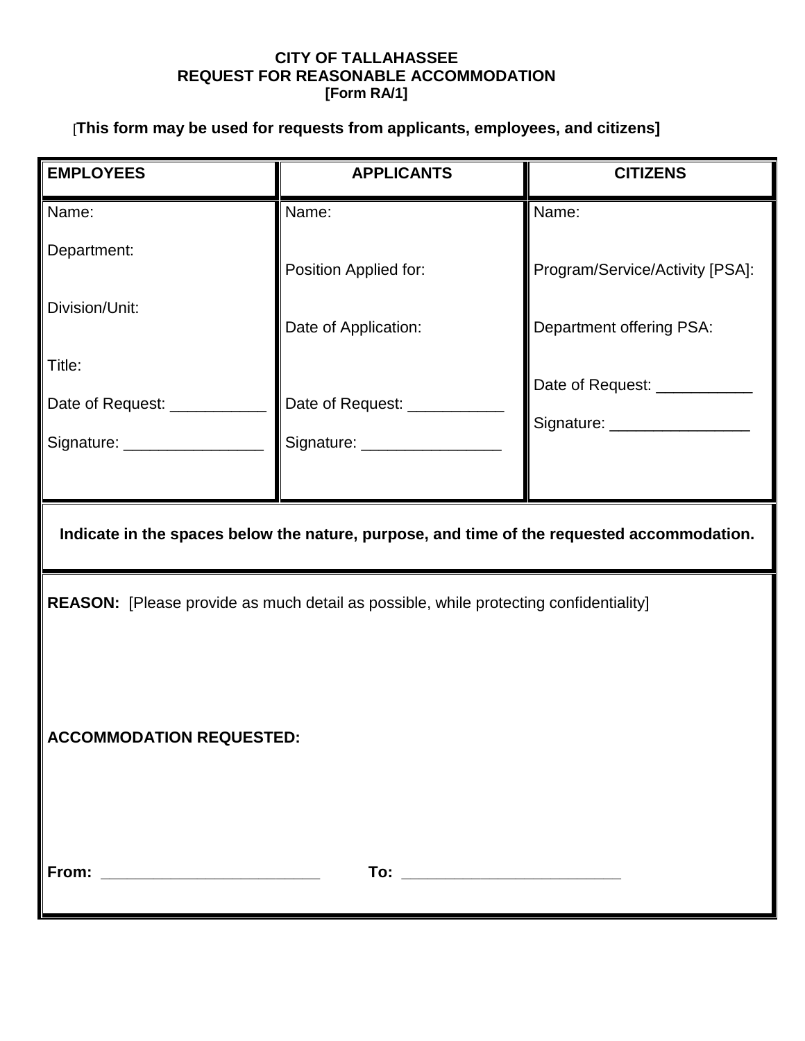**CITY OF TALLAHASSEE**
**REQUEST FOR REASONABLE ACCOMMODATION**
**[Form RA/1]**

[**This form may be used for requests from applicants, employees, and citizens]**

| **EMPLOYEES** | **APPLICANTS** | **CITIZENS** |
|---|---|---|
| Name:<br><br>Department:<br><br>Division/Unit:<br><br>Title:<br><br>Date of Request: ___________<br><br>Signature: ________________ | Name:<br><br>Position Applied for:<br><br>Date of Application:<br><br>Date of Request: ___________<br><br>Signature: ________________ | Name:<br><br>Program/Service/Activity [PSA]:<br><br>Department offering PSA:<br><br>Date of Request: ___________<br><br>Signature: ________________ |

**Indicate in the spaces below the nature, purpose, and time of the requested accommodation.**

**REASON:** [Please provide as much detail as possible, while protecting confidentiality]

**ACCOMMODATION REQUESTED:**

**From:** _________________________ **To:** _________________________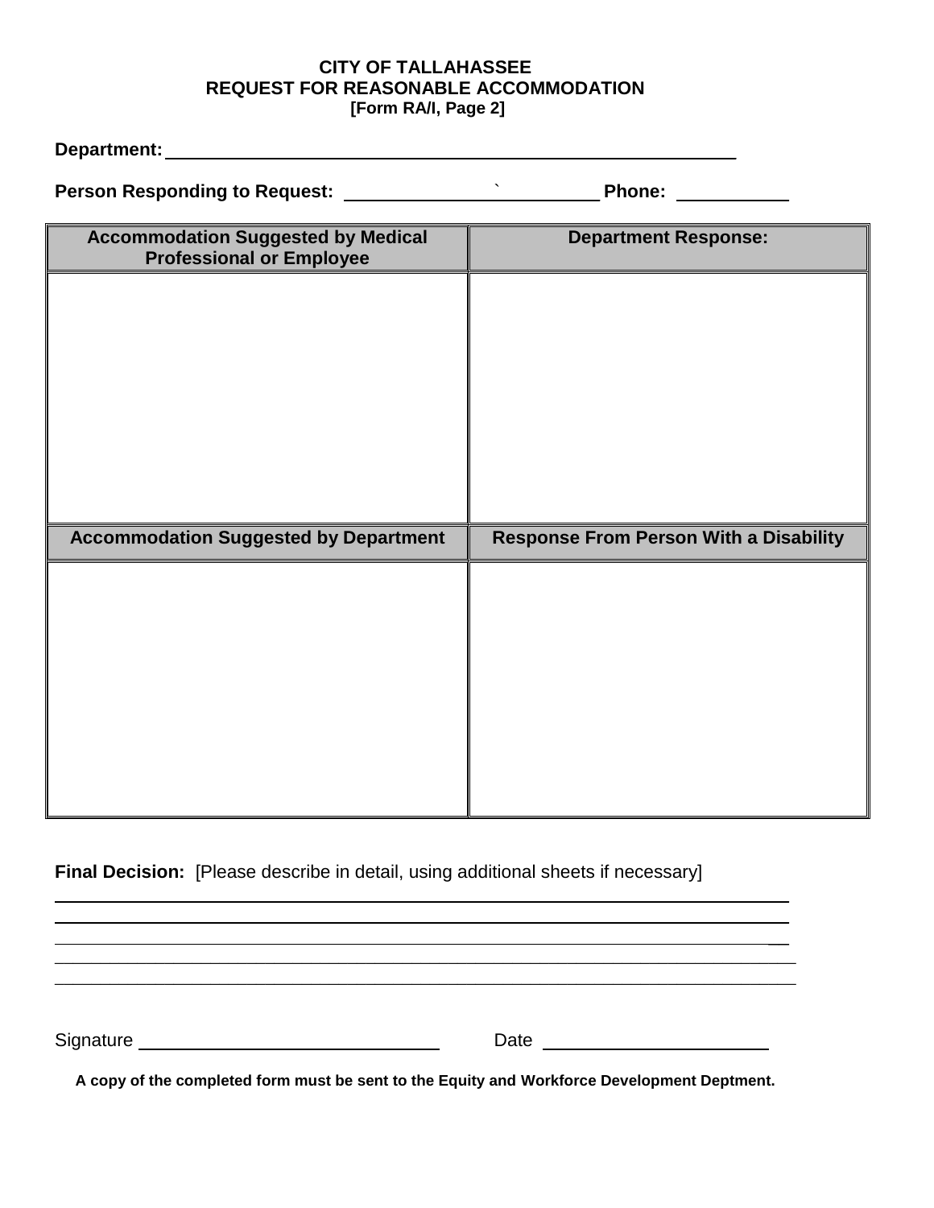# CITY OF TALLAHASSEE
## REQUEST FOR REASONABLE ACCOMMODATION
**[Form RA/I, Page 2]**

**Department:** ______________________________________________________________

**Person Responding to Request:** ____________________________ **Phone:** ___________

| Accommodation Suggested by Medical Professional or Employee | Department Response: |
|---|---|
| | |
| **Accommodation Suggested by Department** | **Response From Person With a Disability** |
| | |

**Final Decision:** [Please describe in detail, using additional sheets if necessary]

_____________________________________________________________________________

_____________________________________________________________________________

_____________________________________________________________________________

_____________________________________________________________________________

_____________________________________________________________________________

Signature ______________________________ Date ______________________

**A copy of the completed form must be sent to the Equity and Workforce Development Deptment.**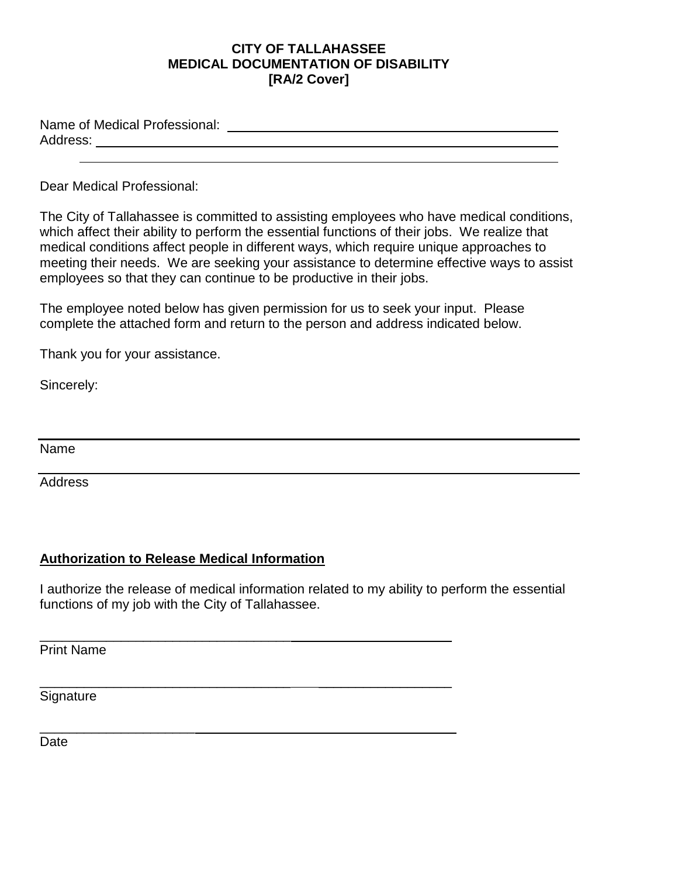**CITY OF TALLAHASSEE**
**MEDICAL DOCUMENTATION OF DISABILITY**
**[RA/2 Cover]**

Name of Medical Professional: ______________________________________________
Address: ______________________________________________________________

______________________________________________________________

Dear Medical Professional:

The City of Tallahassee is committed to assisting employees who have medical conditions, which affect their ability to perform the essential functions of their jobs. We realize that medical conditions affect people in different ways, which require unique approaches to meeting their needs. We are seeking your assistance to determine effective ways to assist employees so that they can continue to be productive in their jobs.

The employee noted below has given permission for us to seek your input. Please complete the attached form and return to the person and address indicated below.

Thank you for your assistance.

Sincerely:

______________________________________________________________
Name

______________________________________________________________
Address

**Authorization to Release Medical Information**

I authorize the release of medical information related to my ability to perform the essential functions of my job with the City of Tallahassee.

______________________________________________________________
Print Name

______________________________________________________________
Signature

______________________________________________________________
Date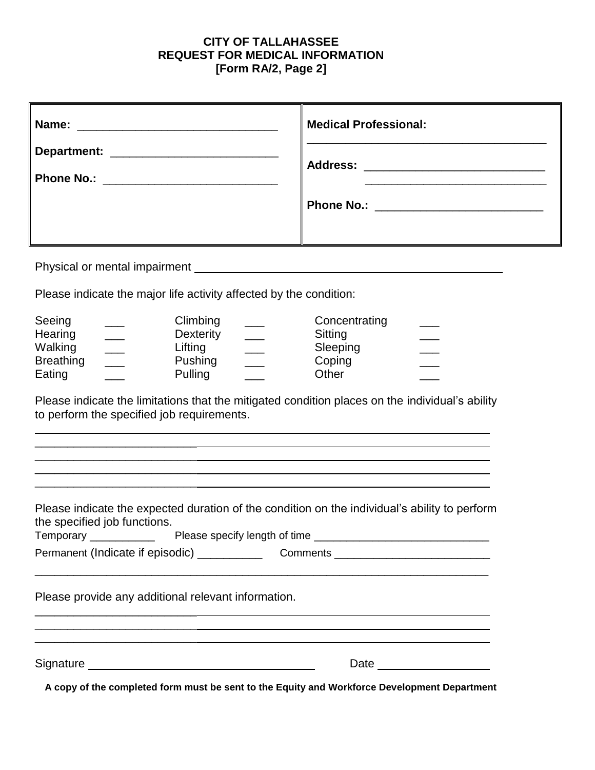**CITY OF TALLAHASSEE**
**REQUEST FOR MEDICAL INFORMATION**
**[Form RA/2, Page 2]**

| | |
|---|---|
| **Name:** ______________________________ | **Medical Professional:** ______________________________ |
| **Department:** _________________________ | **Address:** ___________________________ ___________________________ |
| **Phone No.:** __________________________ | **Phone No.:** _________________________ |

Physical or mental impairment ______________________________________________

Please indicate the major life activity affected by the condition:

| | | | | | |
|---|---|---|---|---|---|
| Seeing | ___ | Climbing | ___ | Concentrating | ___ |
| Hearing | ___ | Dexterity | ___ | Sitting | ___ |
| Walking | ___ | Lifting | ___ | Sleeping | ___ |
| Breathing | ___ | Pushing | ___ | Coping | ___ |
| Eating | ___ | Pulling | ___ | Other | ___ |

Please indicate the limitations that the mitigated condition places on the individual's ability to perform the specified job requirements.

_________________________________________________________________________
_________________________________________________________________________
_________________________________________________________________________
_________________________________________________________________________
_________________________________________________________________________

Please indicate the expected duration of the condition on the individual's ability to perform the specified job functions.

Temporary ___________ Please specify length of time ____________________________

Permanent (Indicate if episodic) __________ Comments _________________________

_________________________________________________________________________

Please provide any additional relevant information.

_________________________________________________________________________
_________________________________________________________________________
_________________________________________________________________________

Signature ___________________________________ Date __________________

**A copy of the completed form must be sent to the Equity and Workforce Development Department**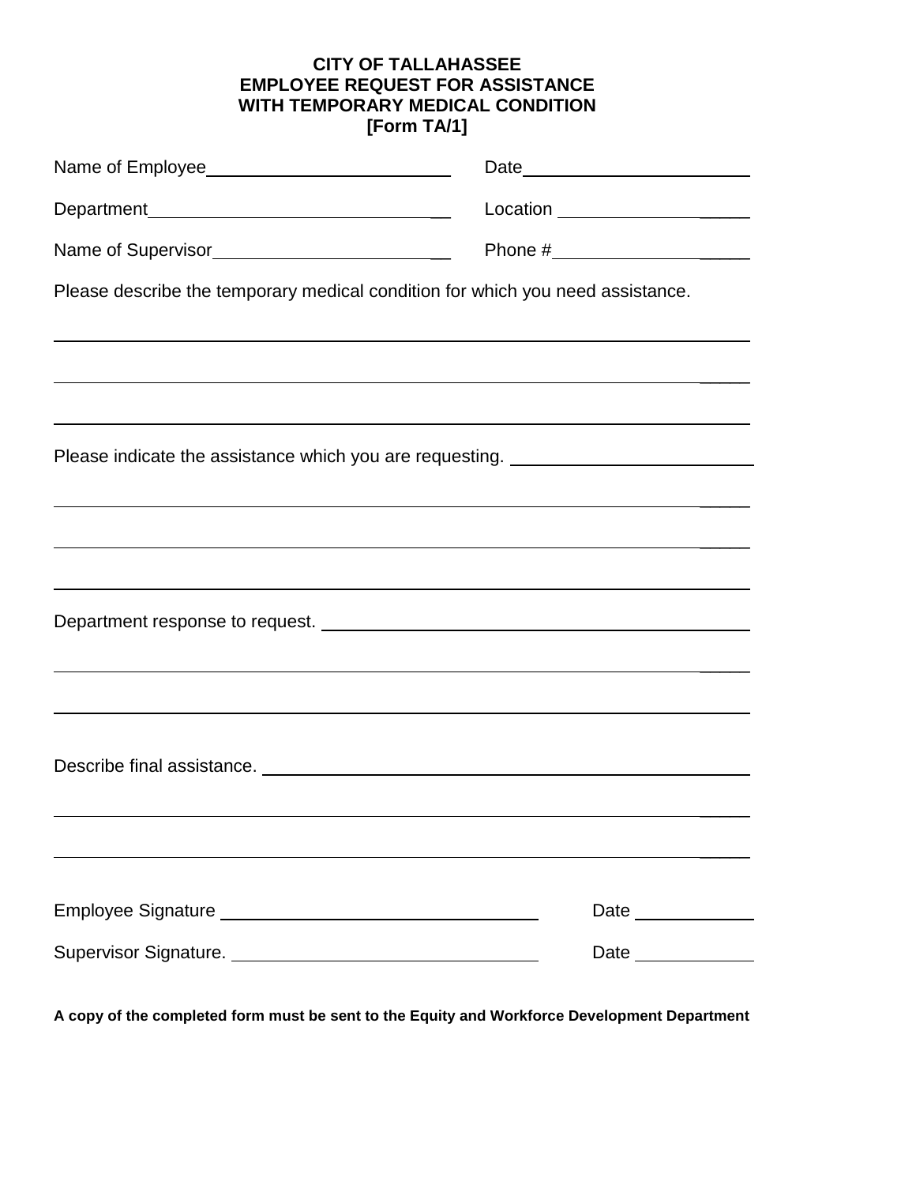**CITY OF TALLAHASSEE**
**EMPLOYEE REQUEST FOR ASSISTANCE**
**WITH TEMPORARY MEDICAL CONDITION**
**[Form TA/1]**

Name of Employee________________________ Date________________________

Department______________________________ Location ____________________

Name of Supervisor________________________ Phone #____________________

Please describe the temporary medical condition for which you need assistance.

______________________________________________________________________

______________________________________________________________________

______________________________________________________________________

Please indicate the assistance which you are requesting. ________________________

______________________________________________________________________

______________________________________________________________________

______________________________________________________________________

Department response to request. ____________________________________________

______________________________________________________________________

______________________________________________________________________

Describe final assistance. _________________________________________________

______________________________________________________________________

______________________________________________________________________

Employee Signature ________________________________ Date ____________

Supervisor Signature. _______________________________ Date ____________

**A copy of the completed form must be sent to the Equity and Workforce Development Department**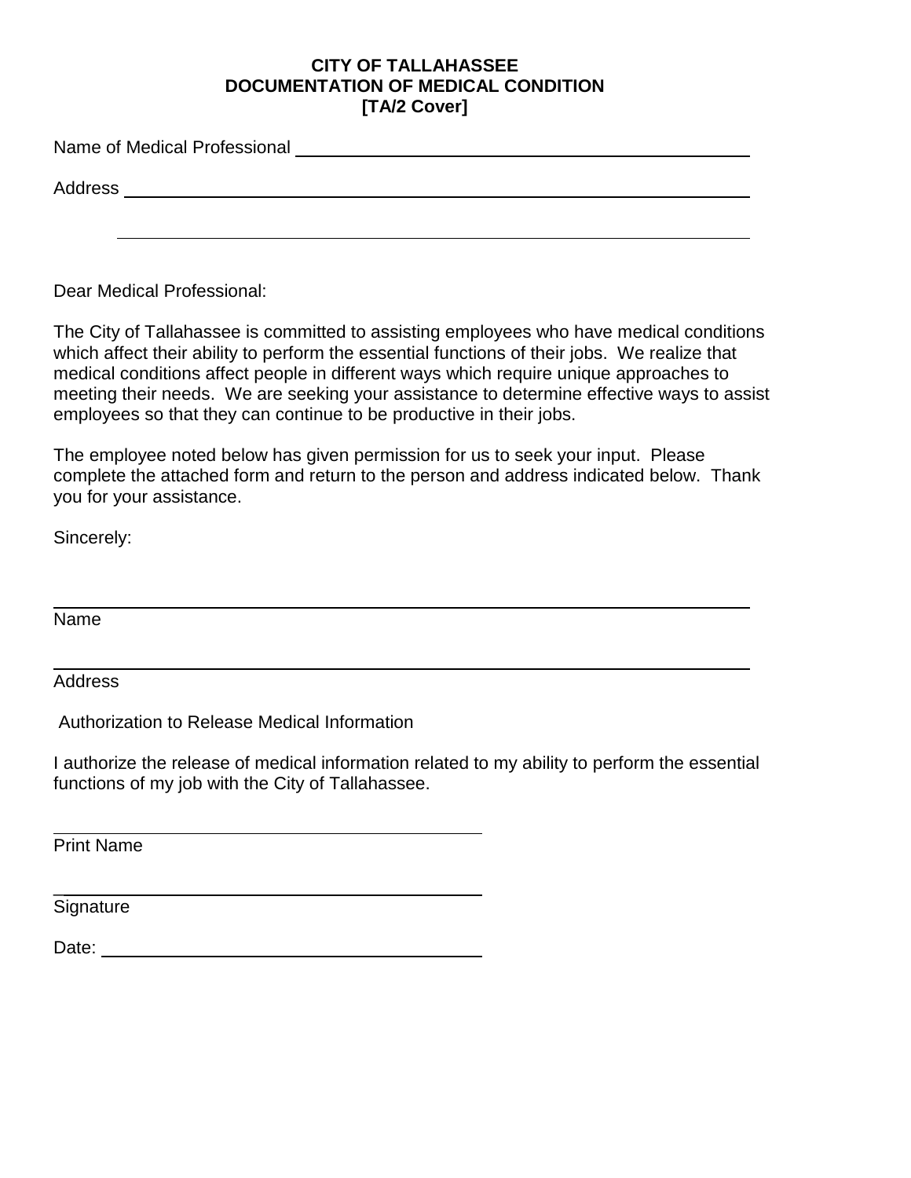**CITY OF TALLAHASSEE**
**DOCUMENTATION OF MEDICAL CONDITION**
**[TA/2 Cover]**

Name of Medical Professional ______________________________________________

Address ______________________________________________________________

_____________________________________________________________________

Dear Medical Professional:

The City of Tallahassee is committed to assisting employees who have medical conditions which affect their ability to perform the essential functions of their jobs. We realize that medical conditions affect people in different ways which require unique approaches to meeting their needs. We are seeking your assistance to determine effective ways to assist employees so that they can continue to be productive in their jobs.

The employee noted below has given permission for us to seek your input. Please complete the attached form and return to the person and address indicated below. Thank you for your assistance.

Sincerely:

_____________________________________________________________________
Name

_____________________________________________________________________
Address

Authorization to Release Medical Information

I authorize the release of medical information related to my ability to perform the essential functions of my job with the City of Tallahassee.

_______________________________________
Print Name

_______________________________________
Signature

Date: __________________________________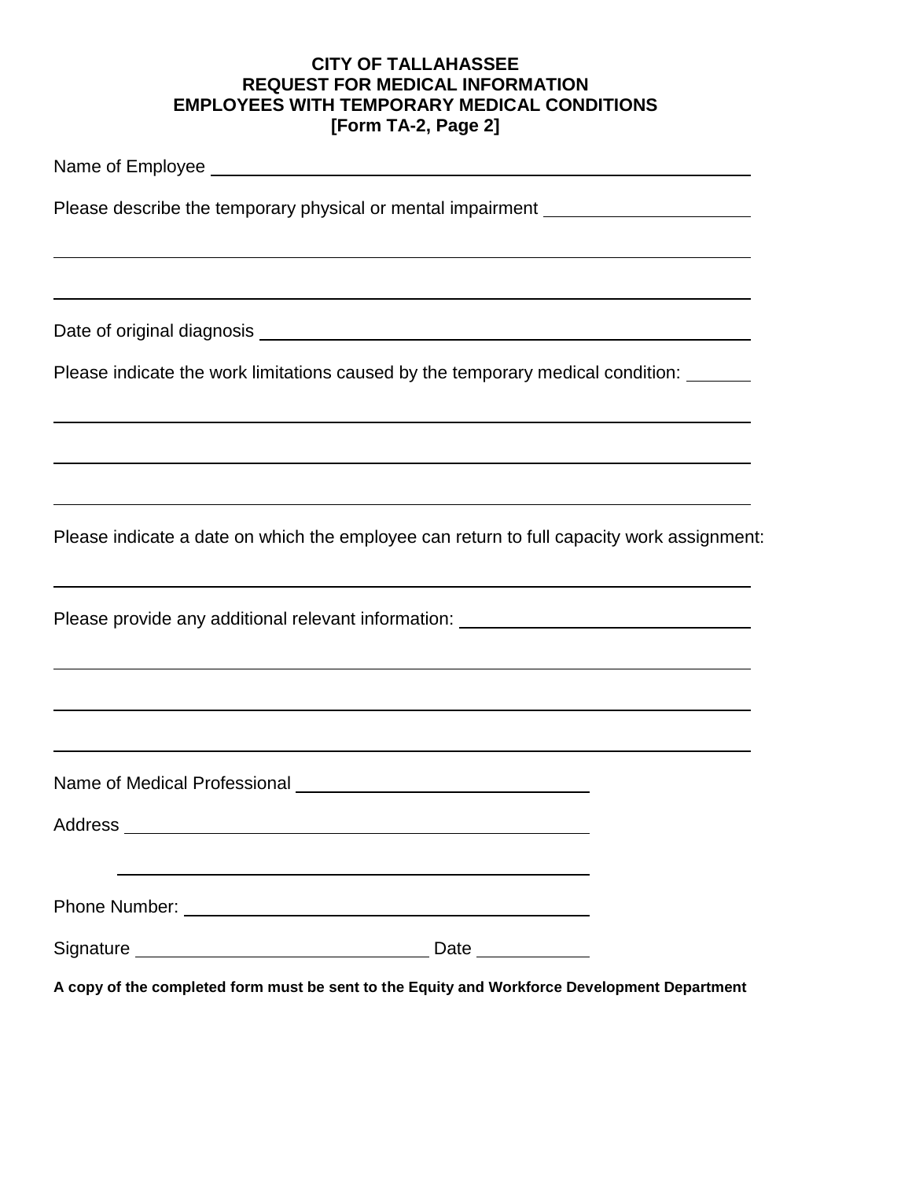**CITY OF TALLAHASSEE**
**REQUEST FOR MEDICAL INFORMATION**
**EMPLOYEES WITH TEMPORARY MEDICAL CONDITIONS**
**[Form TA-2, Page 2]**

Name of Employee ______________________________________________

Please describe the temporary physical or mental impairment ____________________

______________________________________________________________

______________________________________________________________

Date of original diagnosis ______________________________________________

Please indicate the work limitations caused by the temporary medical condition: ______

______________________________________________________________

______________________________________________________________

______________________________________________________________

Please indicate a date on which the employee can return to full capacity work assignment:

______________________________________________________________

Please provide any additional relevant information: ___________________________

______________________________________________________________

______________________________________________________________

______________________________________________________________

Name of Medical Professional ____________________________

Address ______________________________________________

______________________________________________

Phone Number: ________________________________________

Signature ______________________________ Date ___________

**A copy of the completed form must be sent to the Equity and Workforce Development Department**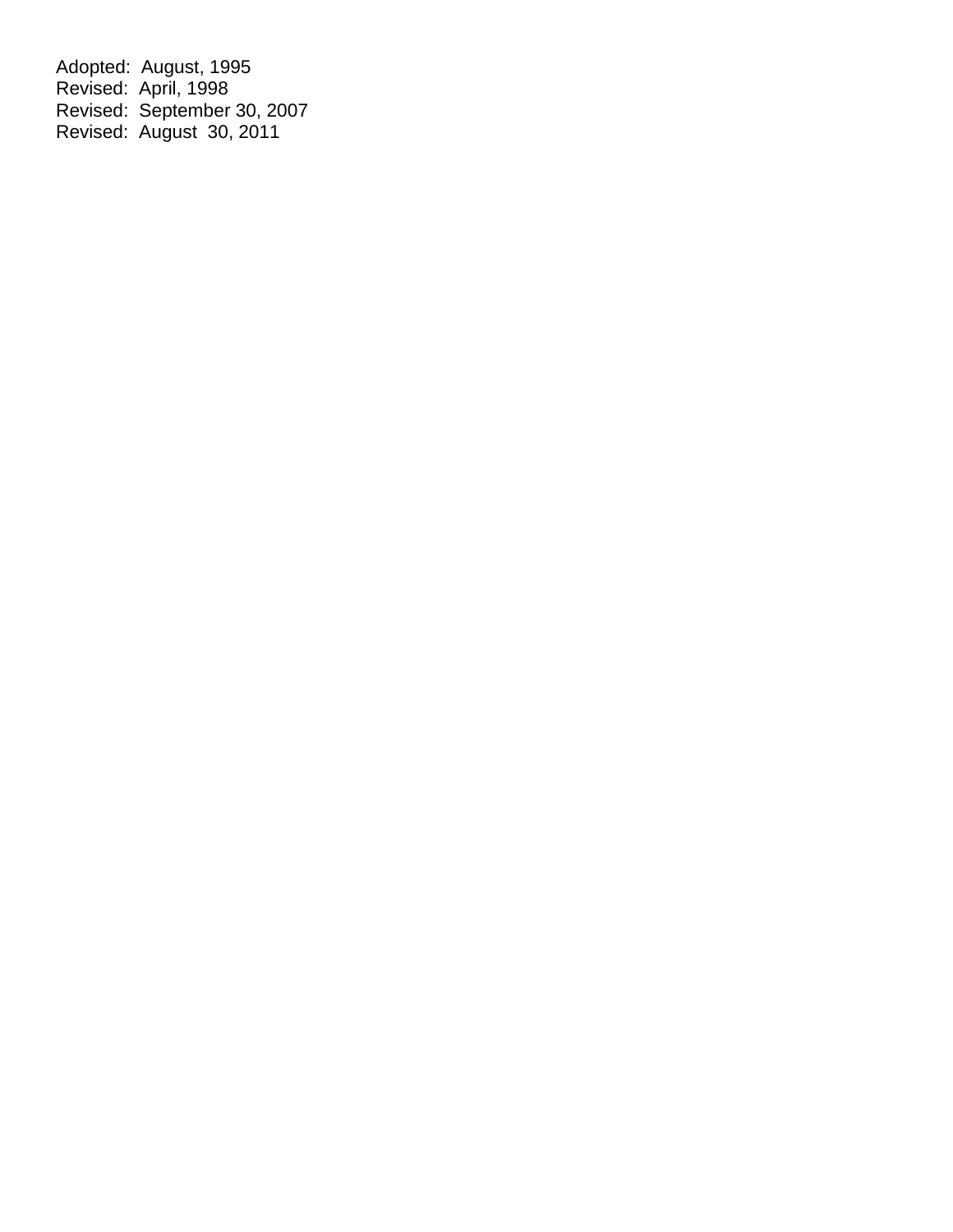Adopted: August, 1995
Revised: April, 1998
Revised: September 30, 2007
Revised: August 30, 2011